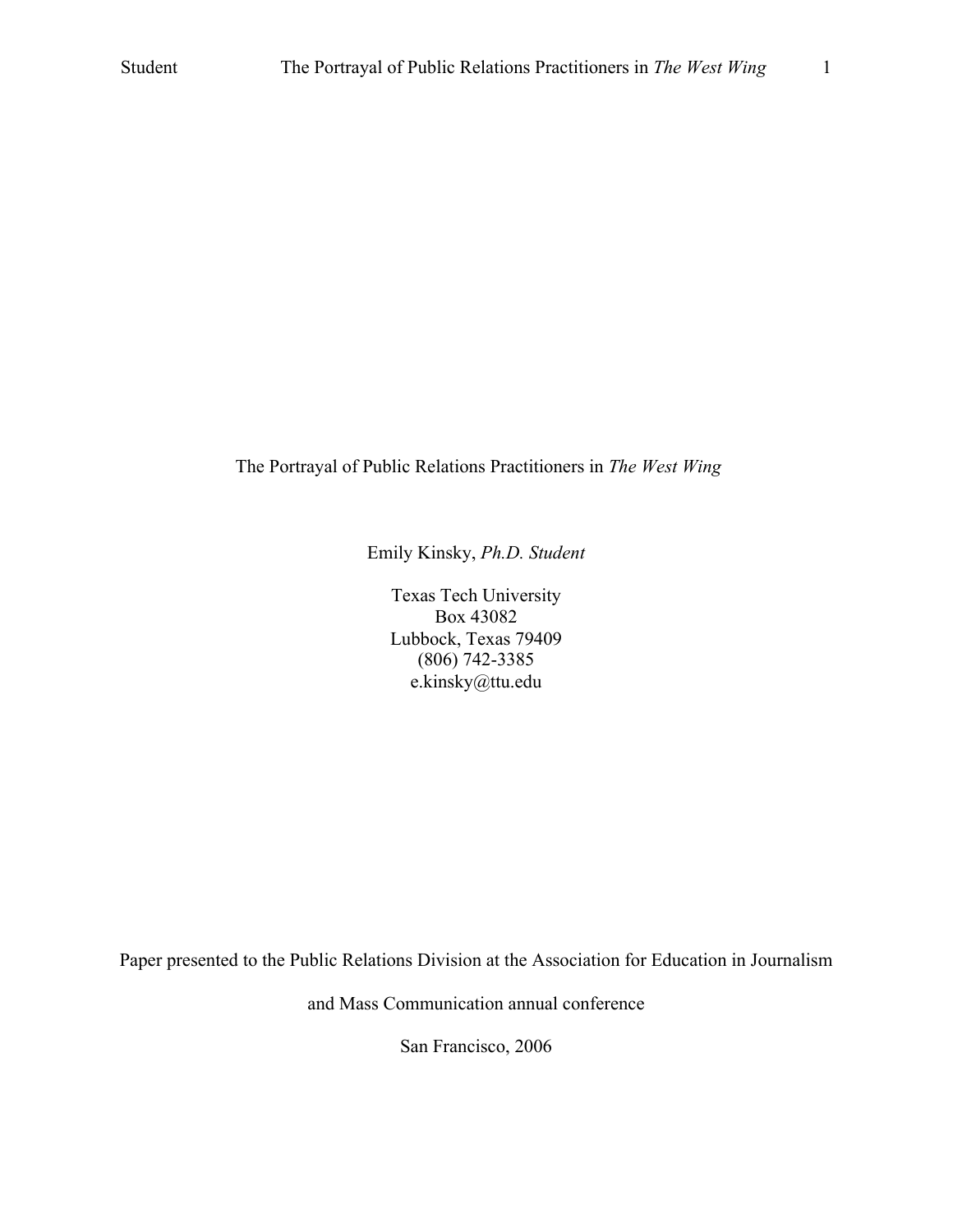# The Portrayal of Public Relations Practitioners in *The West Wing*

Emily Kinsky, *Ph.D. Student*

Texas Tech University
Box 43082
Lubbock, Texas 79409
(806) 742-3385
e.kinsky@ttu.edu

Paper presented to the Public Relations Division at the Association for Education in Journalism and Mass Communication annual conference

San Francisco, 2006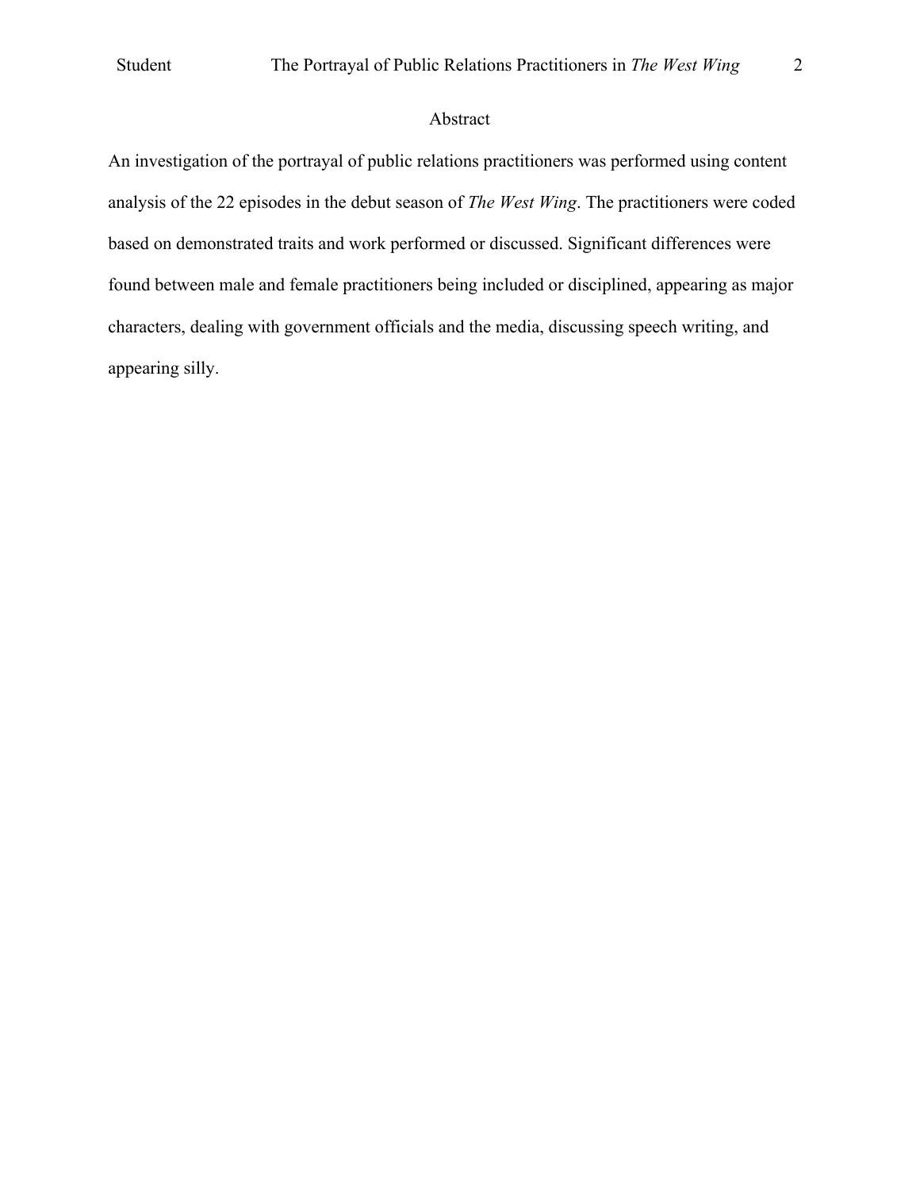# Abstract

An investigation of the portrayal of public relations practitioners was performed using content analysis of the 22 episodes in the debut season of *The West Wing*. The practitioners were coded based on demonstrated traits and work performed or discussed. Significant differences were found between male and female practitioners being included or disciplined, appearing as major characters, dealing with government officials and the media, discussing speech writing, and appearing silly.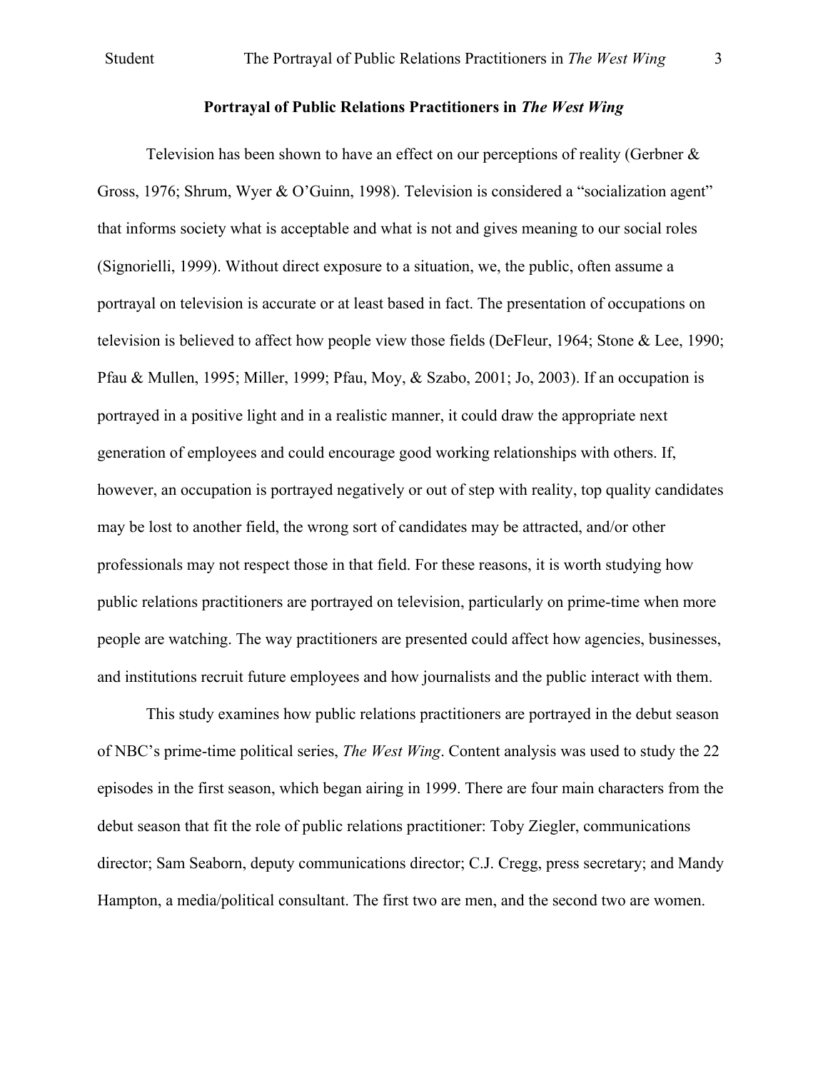## Portrayal of Public Relations Practitioners in *The West Wing*

Television has been shown to have an effect on our perceptions of reality (Gerbner & Gross, 1976; Shrum, Wyer & O'Guinn, 1998). Television is considered a "socialization agent" that informs society what is acceptable and what is not and gives meaning to our social roles (Signorielli, 1999). Without direct exposure to a situation, we, the public, often assume a portrayal on television is accurate or at least based in fact. The presentation of occupations on television is believed to affect how people view those fields (DeFleur, 1964; Stone & Lee, 1990; Pfau & Mullen, 1995; Miller, 1999; Pfau, Moy, & Szabo, 2001; Jo, 2003). If an occupation is portrayed in a positive light and in a realistic manner, it could draw the appropriate next generation of employees and could encourage good working relationships with others. If, however, an occupation is portrayed negatively or out of step with reality, top quality candidates may be lost to another field, the wrong sort of candidates may be attracted, and/or other professionals may not respect those in that field. For these reasons, it is worth studying how public relations practitioners are portrayed on television, particularly on prime-time when more people are watching. The way practitioners are presented could affect how agencies, businesses, and institutions recruit future employees and how journalists and the public interact with them.

This study examines how public relations practitioners are portrayed in the debut season of NBC's prime-time political series, *The West Wing*. Content analysis was used to study the 22 episodes in the first season, which began airing in 1999. There are four main characters from the debut season that fit the role of public relations practitioner: Toby Ziegler, communications director; Sam Seaborn, deputy communications director; C.J. Cregg, press secretary; and Mandy Hampton, a media/political consultant. The first two are men, and the second two are women.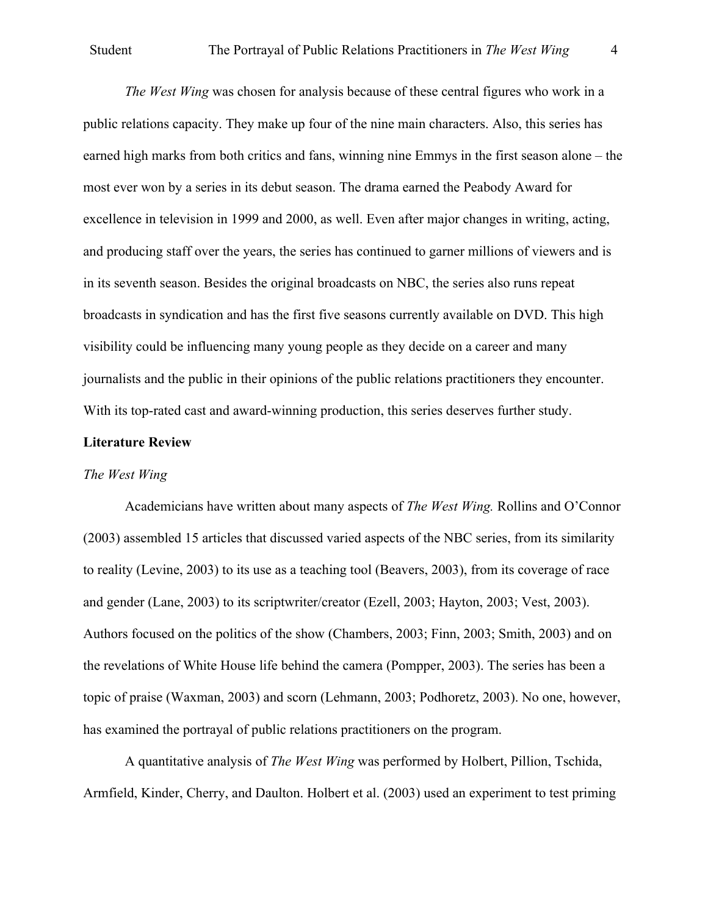*The West Wing* was chosen for analysis because of these central figures who work in a public relations capacity. They make up four of the nine main characters. Also, this series has earned high marks from both critics and fans, winning nine Emmys in the first season alone – the most ever won by a series in its debut season. The drama earned the Peabody Award for excellence in television in 1999 and 2000, as well. Even after major changes in writing, acting, and producing staff over the years, the series has continued to garner millions of viewers and is in its seventh season. Besides the original broadcasts on NBC, the series also runs repeat broadcasts in syndication and has the first five seasons currently available on DVD. This high visibility could be influencing many young people as they decide on a career and many journalists and the public in their opinions of the public relations practitioners they encounter. With its top-rated cast and award-winning production, this series deserves further study.

## Literature Review

### *The West Wing*

Academicians have written about many aspects of *The West Wing.* Rollins and O'Connor (2003) assembled 15 articles that discussed varied aspects of the NBC series, from its similarity to reality (Levine, 2003) to its use as a teaching tool (Beavers, 2003), from its coverage of race and gender (Lane, 2003) to its scriptwriter/creator (Ezell, 2003; Hayton, 2003; Vest, 2003). Authors focused on the politics of the show (Chambers, 2003; Finn, 2003; Smith, 2003) and on the revelations of White House life behind the camera (Pompper, 2003). The series has been a topic of praise (Waxman, 2003) and scorn (Lehmann, 2003; Podhoretz, 2003). No one, however, has examined the portrayal of public relations practitioners on the program.

A quantitative analysis of *The West Wing* was performed by Holbert, Pillion, Tschida, Armfield, Kinder, Cherry, and Daulton. Holbert et al. (2003) used an experiment to test priming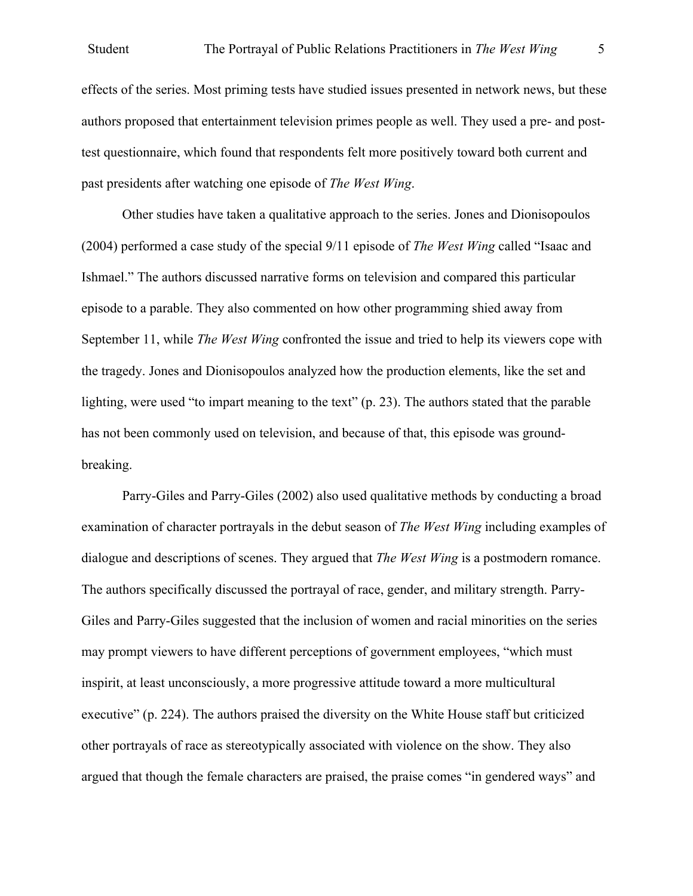effects of the series. Most priming tests have studied issues presented in network news, but these authors proposed that entertainment television primes people as well. They used a pre- and post-test questionnaire, which found that respondents felt more positively toward both current and past presidents after watching one episode of *The West Wing*.

Other studies have taken a qualitative approach to the series. Jones and Dionisopoulos (2004) performed a case study of the special 9/11 episode of *The West Wing* called "Isaac and Ishmael." The authors discussed narrative forms on television and compared this particular episode to a parable. They also commented on how other programming shied away from September 11, while *The West Wing* confronted the issue and tried to help its viewers cope with the tragedy. Jones and Dionisopoulos analyzed how the production elements, like the set and lighting, were used "to impart meaning to the text" (p. 23). The authors stated that the parable has not been commonly used on television, and because of that, this episode was ground-breaking.

Parry-Giles and Parry-Giles (2002) also used qualitative methods by conducting a broad examination of character portrayals in the debut season of *The West Wing* including examples of dialogue and descriptions of scenes. They argued that *The West Wing* is a postmodern romance. The authors specifically discussed the portrayal of race, gender, and military strength. Parry-Giles and Parry-Giles suggested that the inclusion of women and racial minorities on the series may prompt viewers to have different perceptions of government employees, "which must inspirit, at least unconsciously, a more progressive attitude toward a more multicultural executive" (p. 224). The authors praised the diversity on the White House staff but criticized other portrayals of race as stereotypically associated with violence on the show. They also argued that though the female characters are praised, the praise comes "in gendered ways" and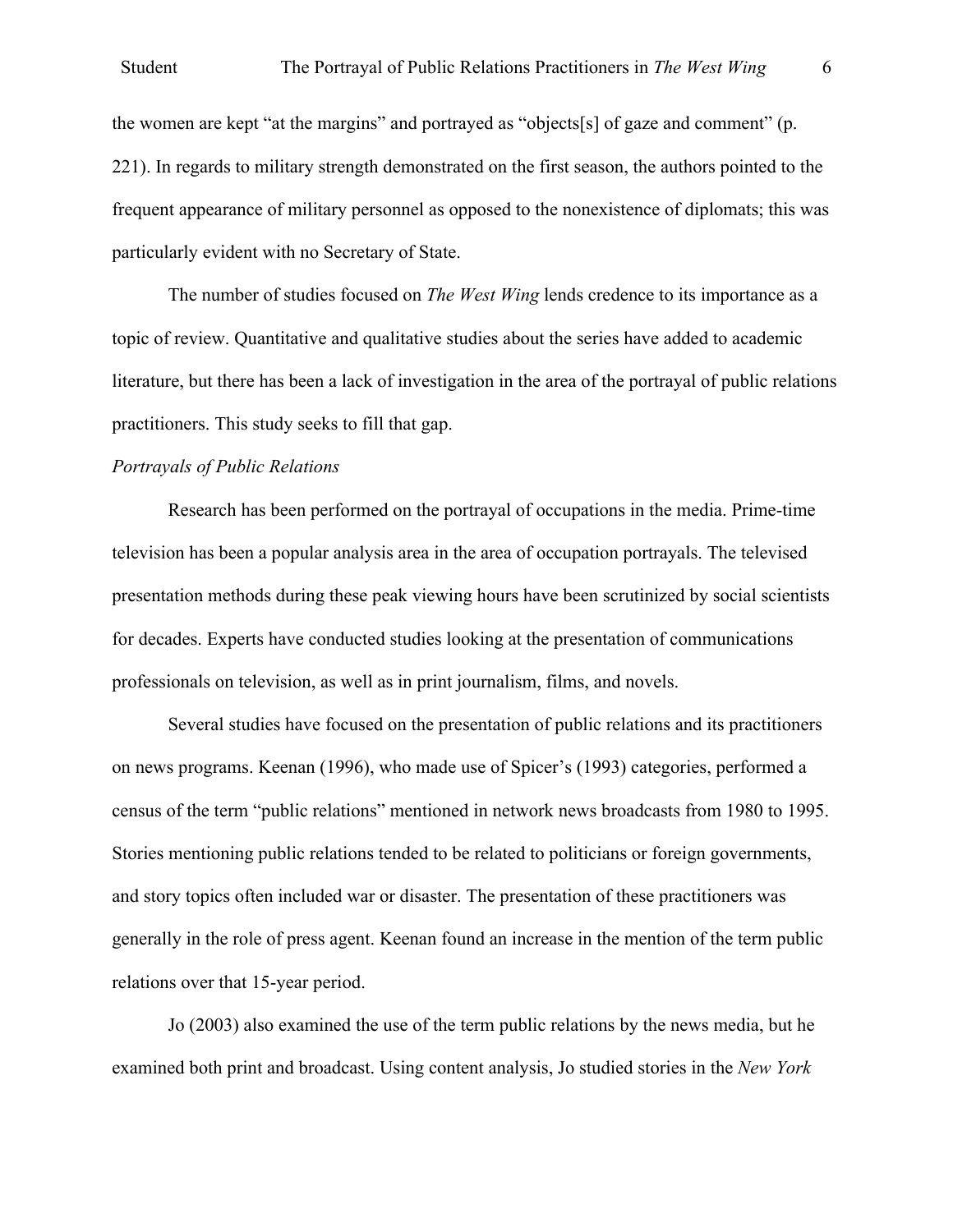the women are kept "at the margins" and portrayed as "objects[s] of gaze and comment" (p. 221). In regards to military strength demonstrated on the first season, the authors pointed to the frequent appearance of military personnel as opposed to the nonexistence of diplomats; this was particularly evident with no Secretary of State.

The number of studies focused on *The West Wing* lends credence to its importance as a topic of review. Quantitative and qualitative studies about the series have added to academic literature, but there has been a lack of investigation in the area of the portrayal of public relations practitioners. This study seeks to fill that gap.

*Portrayals of Public Relations*

Research has been performed on the portrayal of occupations in the media. Prime-time television has been a popular analysis area in the area of occupation portrayals. The televised presentation methods during these peak viewing hours have been scrutinized by social scientists for decades. Experts have conducted studies looking at the presentation of communications professionals on television, as well as in print journalism, films, and novels.

Several studies have focused on the presentation of public relations and its practitioners on news programs. Keenan (1996), who made use of Spicer's (1993) categories, performed a census of the term "public relations" mentioned in network news broadcasts from 1980 to 1995. Stories mentioning public relations tended to be related to politicians or foreign governments, and story topics often included war or disaster. The presentation of these practitioners was generally in the role of press agent. Keenan found an increase in the mention of the term public relations over that 15-year period.

Jo (2003) also examined the use of the term public relations by the news media, but he examined both print and broadcast. Using content analysis, Jo studied stories in the *New York*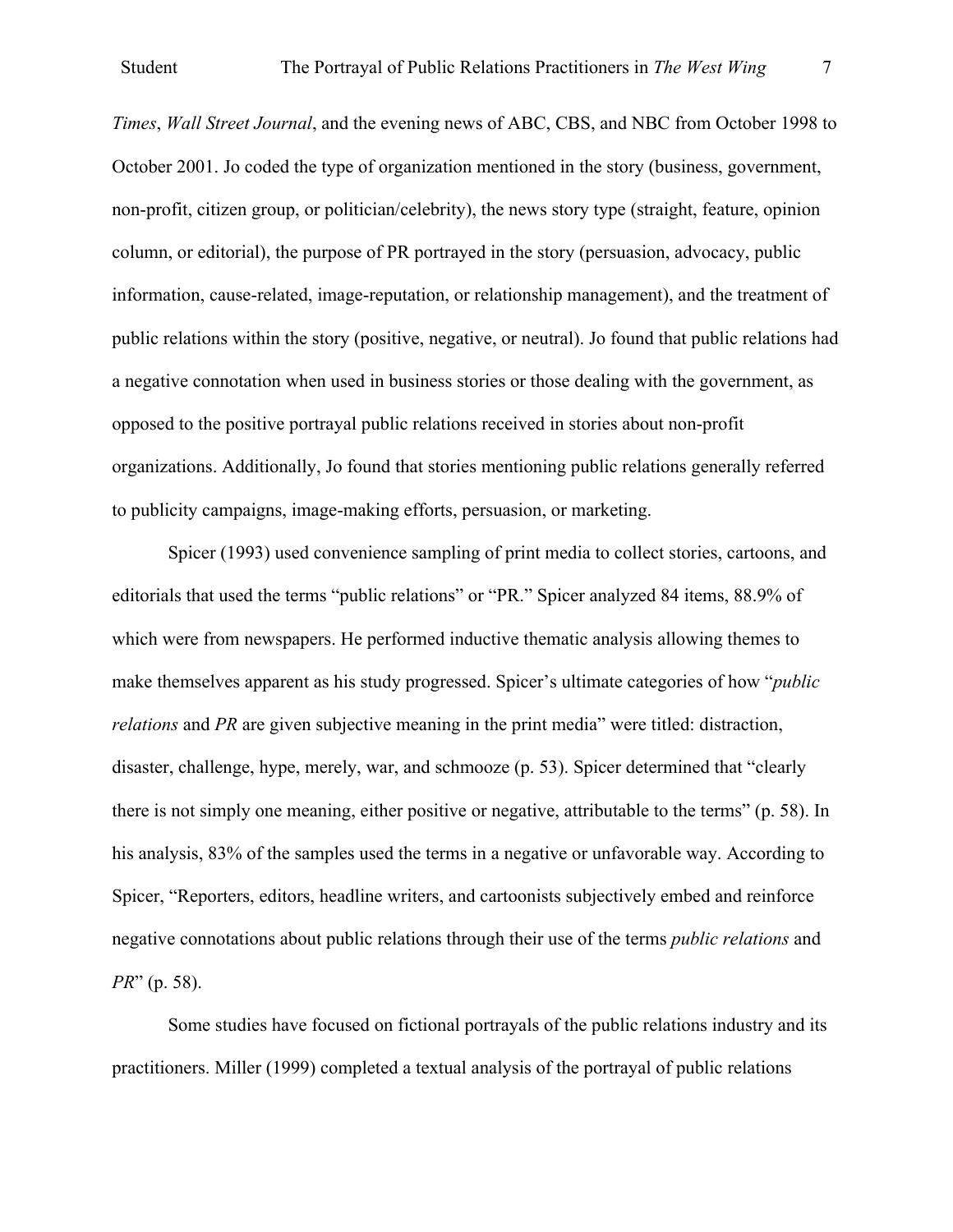*Times*, *Wall Street Journal*, and the evening news of ABC, CBS, and NBC from October 1998 to October 2001. Jo coded the type of organization mentioned in the story (business, government, non-profit, citizen group, or politician/celebrity), the news story type (straight, feature, opinion column, or editorial), the purpose of PR portrayed in the story (persuasion, advocacy, public information, cause-related, image-reputation, or relationship management), and the treatment of public relations within the story (positive, negative, or neutral). Jo found that public relations had a negative connotation when used in business stories or those dealing with the government, as opposed to the positive portrayal public relations received in stories about non-profit organizations. Additionally, Jo found that stories mentioning public relations generally referred to publicity campaigns, image-making efforts, persuasion, or marketing.

Spicer (1993) used convenience sampling of print media to collect stories, cartoons, and editorials that used the terms "public relations" or "PR." Spicer analyzed 84 items, 88.9% of which were from newspapers. He performed inductive thematic analysis allowing themes to make themselves apparent as his study progressed. Spicer's ultimate categories of how "*public relations* and *PR* are given subjective meaning in the print media" were titled: distraction, disaster, challenge, hype, merely, war, and schmooze (p. 53). Spicer determined that "clearly there is not simply one meaning, either positive or negative, attributable to the terms" (p. 58). In his analysis, 83% of the samples used the terms in a negative or unfavorable way. According to Spicer, "Reporters, editors, headline writers, and cartoonists subjectively embed and reinforce negative connotations about public relations through their use of the terms *public relations* and *PR*" (p. 58).

Some studies have focused on fictional portrayals of the public relations industry and its practitioners. Miller (1999) completed a textual analysis of the portrayal of public relations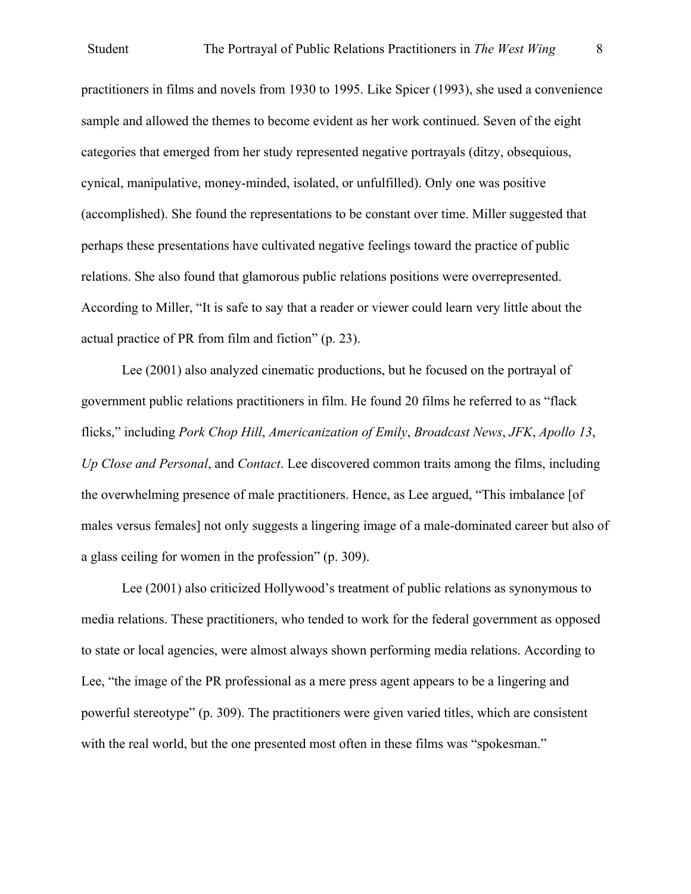practitioners in films and novels from 1930 to 1995. Like Spicer (1993), she used a convenience sample and allowed the themes to become evident as her work continued. Seven of the eight categories that emerged from her study represented negative portrayals (ditzy, obsequious, cynical, manipulative, money-minded, isolated, or unfulfilled). Only one was positive (accomplished). She found the representations to be constant over time. Miller suggested that perhaps these presentations have cultivated negative feelings toward the practice of public relations. She also found that glamorous public relations positions were overrepresented. According to Miller, "It is safe to say that a reader or viewer could learn very little about the actual practice of PR from film and fiction" (p. 23).

Lee (2001) also analyzed cinematic productions, but he focused on the portrayal of government public relations practitioners in film. He found 20 films he referred to as "flack flicks," including *Pork Chop Hill*, *Americanization of Emily*, *Broadcast News*, *JFK*, *Apollo 13*, *Up Close and Personal*, and *Contact*. Lee discovered common traits among the films, including the overwhelming presence of male practitioners. Hence, as Lee argued, "This imbalance [of males versus females] not only suggests a lingering image of a male-dominated career but also of a glass ceiling for women in the profession" (p. 309).

Lee (2001) also criticized Hollywood's treatment of public relations as synonymous to media relations. These practitioners, who tended to work for the federal government as opposed to state or local agencies, were almost always shown performing media relations. According to Lee, "the image of the PR professional as a mere press agent appears to be a lingering and powerful stereotype" (p. 309). The practitioners were given varied titles, which are consistent with the real world, but the one presented most often in these films was "spokesman."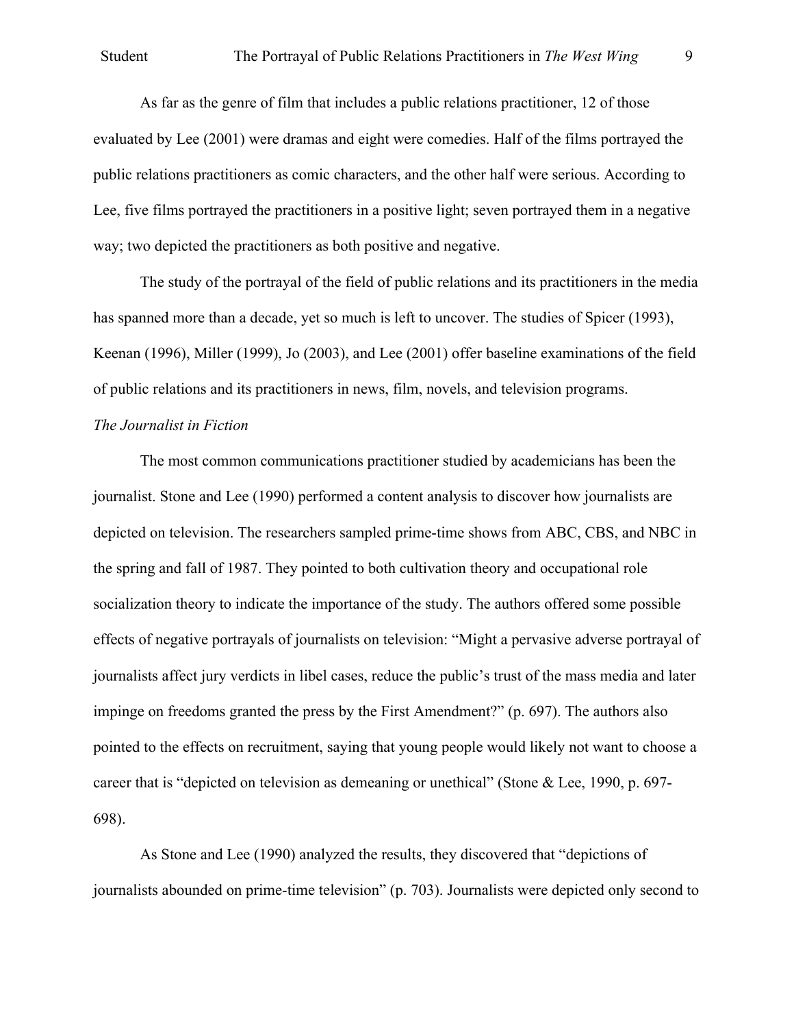As far as the genre of film that includes a public relations practitioner, 12 of those evaluated by Lee (2001) were dramas and eight were comedies. Half of the films portrayed the public relations practitioners as comic characters, and the other half were serious. According to Lee, five films portrayed the practitioners in a positive light; seven portrayed them in a negative way; two depicted the practitioners as both positive and negative.

The study of the portrayal of the field of public relations and its practitioners in the media has spanned more than a decade, yet so much is left to uncover. The studies of Spicer (1993), Keenan (1996), Miller (1999), Jo (2003), and Lee (2001) offer baseline examinations of the field of public relations and its practitioners in news, film, novels, and television programs.

*The Journalist in Fiction*

The most common communications practitioner studied by academicians has been the journalist. Stone and Lee (1990) performed a content analysis to discover how journalists are depicted on television. The researchers sampled prime-time shows from ABC, CBS, and NBC in the spring and fall of 1987. They pointed to both cultivation theory and occupational role socialization theory to indicate the importance of the study. The authors offered some possible effects of negative portrayals of journalists on television: "Might a pervasive adverse portrayal of journalists affect jury verdicts in libel cases, reduce the public's trust of the mass media and later impinge on freedoms granted the press by the First Amendment?" (p. 697). The authors also pointed to the effects on recruitment, saying that young people would likely not want to choose a career that is "depicted on television as demeaning or unethical" (Stone & Lee, 1990, p. 697-698).

As Stone and Lee (1990) analyzed the results, they discovered that "depictions of journalists abounded on prime-time television" (p. 703). Journalists were depicted only second to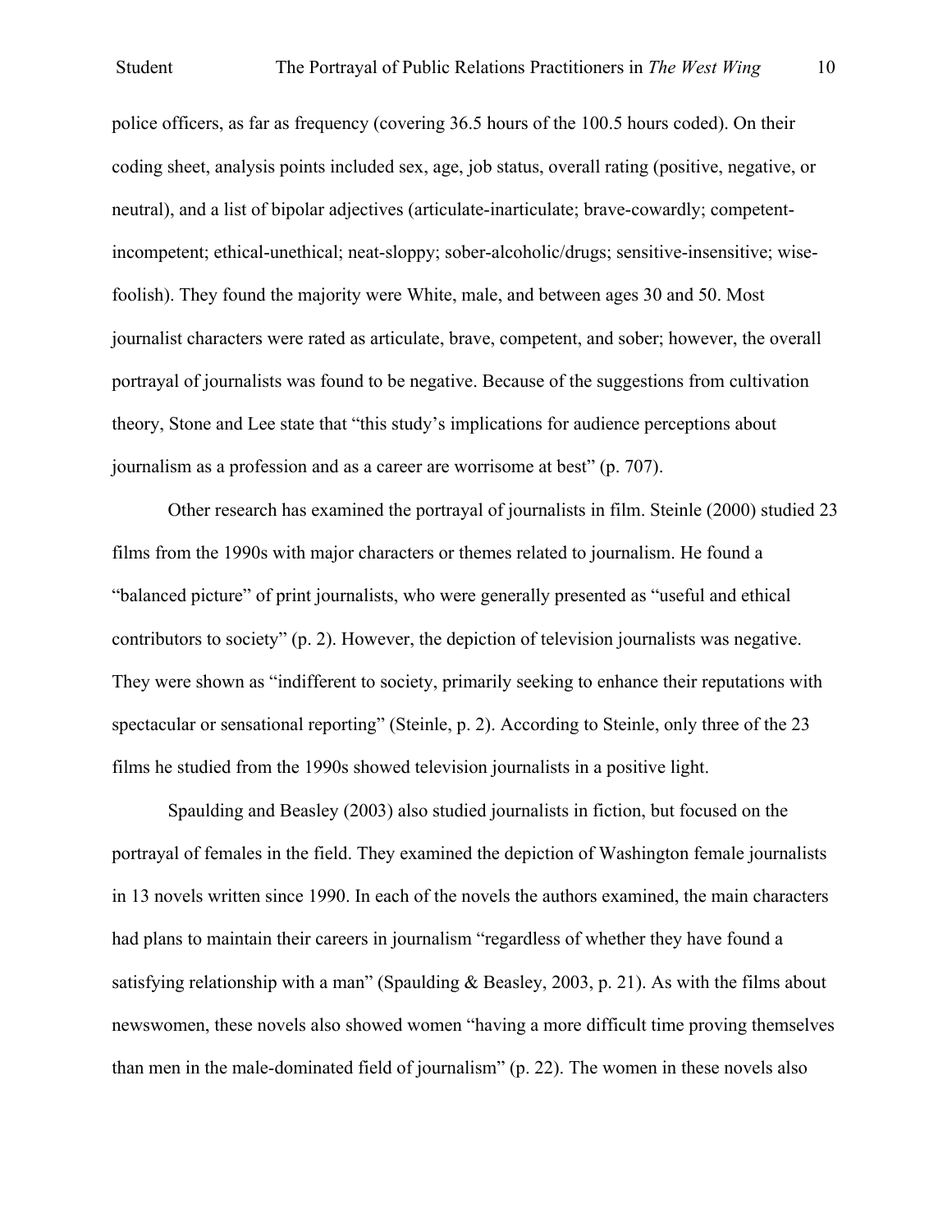police officers, as far as frequency (covering 36.5 hours of the 100.5 hours coded). On their coding sheet, analysis points included sex, age, job status, overall rating (positive, negative, or neutral), and a list of bipolar adjectives (articulate-inarticulate; brave-cowardly; competent-incompetent; ethical-unethical; neat-sloppy; sober-alcoholic/drugs; sensitive-insensitive; wise-foolish). They found the majority were White, male, and between ages 30 and 50. Most journalist characters were rated as articulate, brave, competent, and sober; however, the overall portrayal of journalists was found to be negative. Because of the suggestions from cultivation theory, Stone and Lee state that "this study's implications for audience perceptions about journalism as a profession and as a career are worrisome at best" (p. 707).

Other research has examined the portrayal of journalists in film. Steinle (2000) studied 23 films from the 1990s with major characters or themes related to journalism. He found a "balanced picture" of print journalists, who were generally presented as "useful and ethical contributors to society" (p. 2). However, the depiction of television journalists was negative. They were shown as "indifferent to society, primarily seeking to enhance their reputations with spectacular or sensational reporting" (Steinle, p. 2). According to Steinle, only three of the 23 films he studied from the 1990s showed television journalists in a positive light.

Spaulding and Beasley (2003) also studied journalists in fiction, but focused on the portrayal of females in the field. They examined the depiction of Washington female journalists in 13 novels written since 1990. In each of the novels the authors examined, the main characters had plans to maintain their careers in journalism "regardless of whether they have found a satisfying relationship with a man" (Spaulding & Beasley, 2003, p. 21). As with the films about newswomen, these novels also showed women "having a more difficult time proving themselves than men in the male-dominated field of journalism" (p. 22). The women in these novels also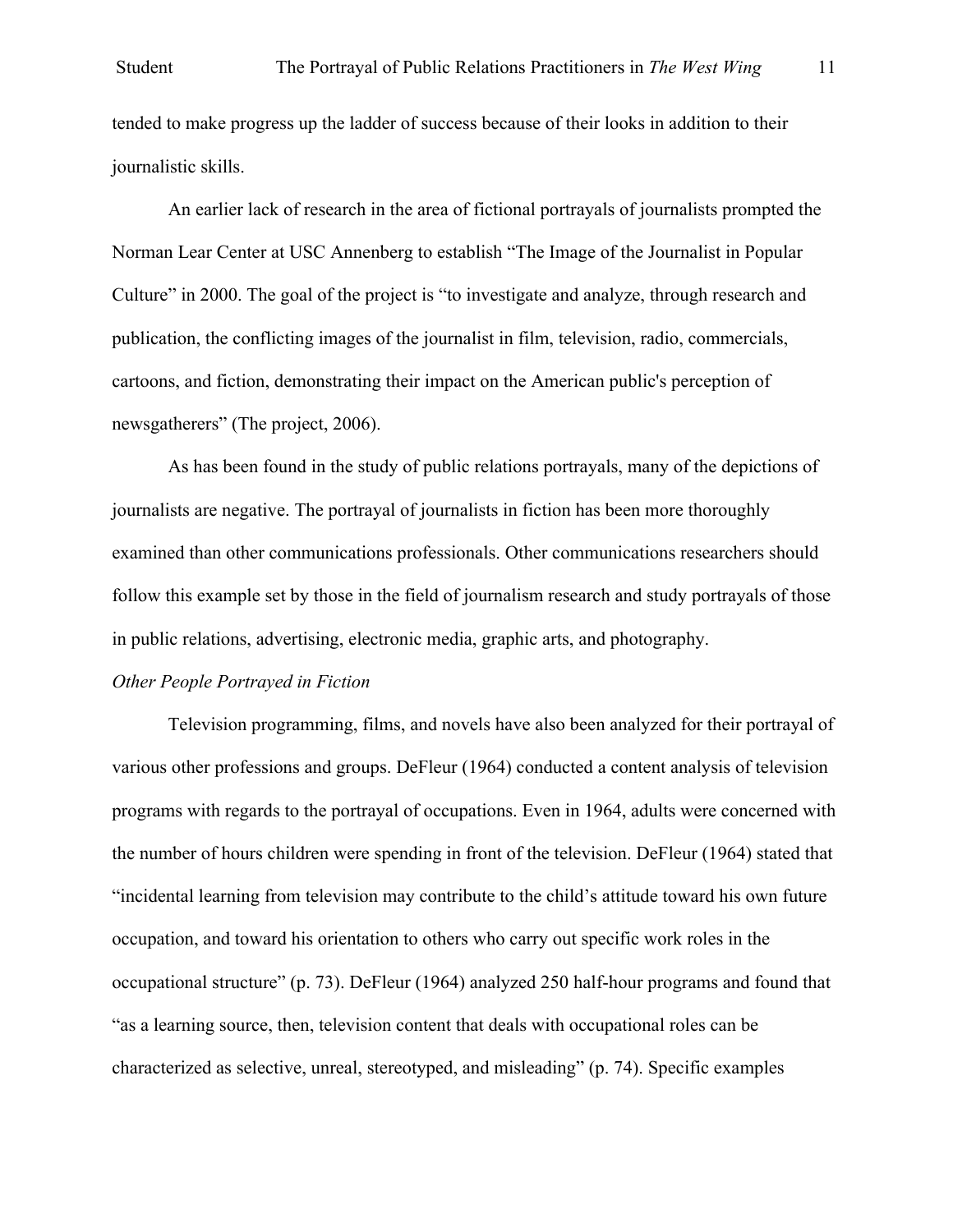tended to make progress up the ladder of success because of their looks in addition to their journalistic skills.

An earlier lack of research in the area of fictional portrayals of journalists prompted the Norman Lear Center at USC Annenberg to establish "The Image of the Journalist in Popular Culture" in 2000. The goal of the project is "to investigate and analyze, through research and publication, the conflicting images of the journalist in film, television, radio, commercials, cartoons, and fiction, demonstrating their impact on the American public's perception of newsgatherers" (The project, 2006).

As has been found in the study of public relations portrayals, many of the depictions of journalists are negative. The portrayal of journalists in fiction has been more thoroughly examined than other communications professionals. Other communications researchers should follow this example set by those in the field of journalism research and study portrayals of those in public relations, advertising, electronic media, graphic arts, and photography.

*Other People Portrayed in Fiction*

Television programming, films, and novels have also been analyzed for their portrayal of various other professions and groups. DeFleur (1964) conducted a content analysis of television programs with regards to the portrayal of occupations. Even in 1964, adults were concerned with the number of hours children were spending in front of the television. DeFleur (1964) stated that "incidental learning from television may contribute to the child's attitude toward his own future occupation, and toward his orientation to others who carry out specific work roles in the occupational structure" (p. 73). DeFleur (1964) analyzed 250 half-hour programs and found that "as a learning source, then, television content that deals with occupational roles can be characterized as selective, unreal, stereotyped, and misleading" (p. 74). Specific examples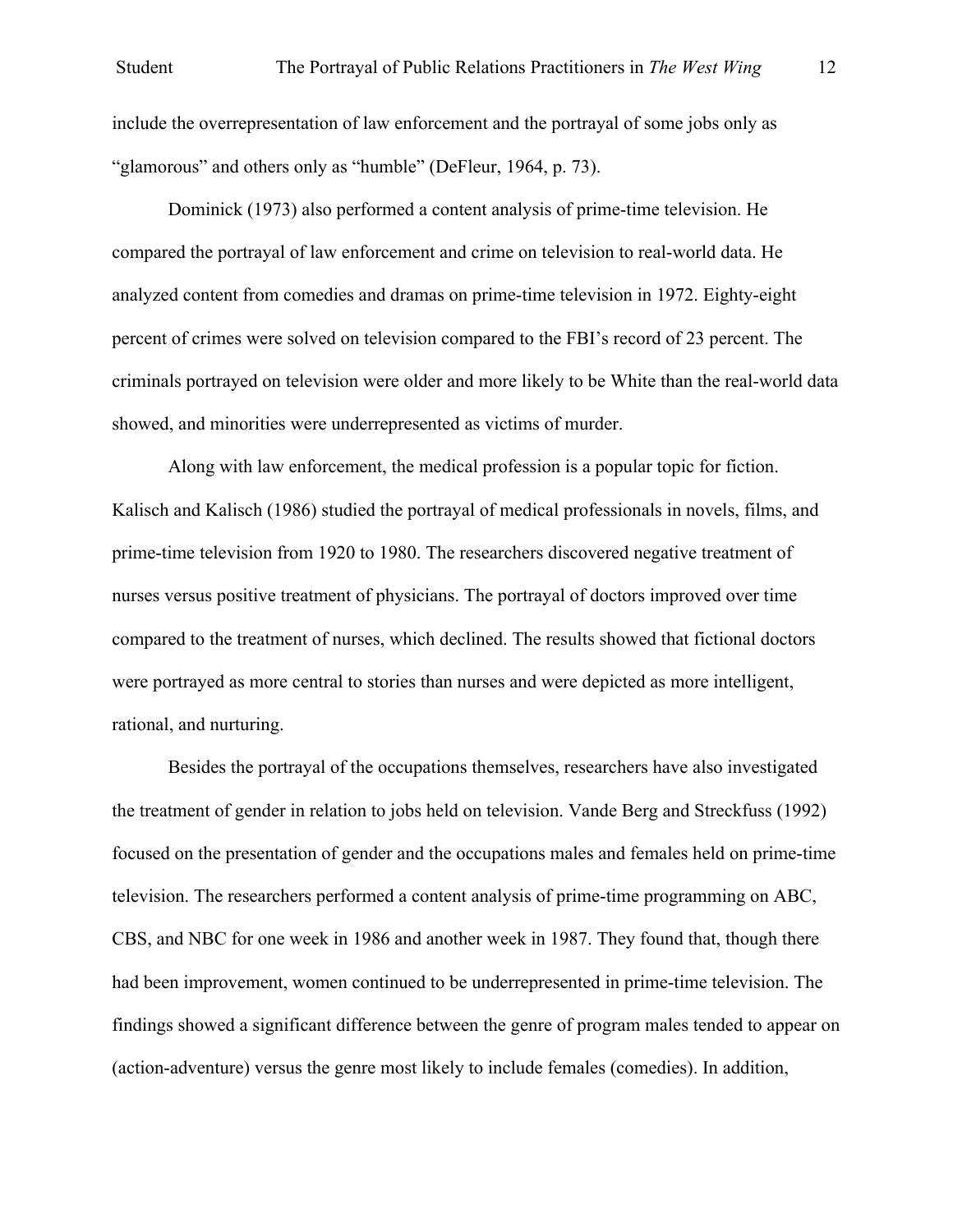include the overrepresentation of law enforcement and the portrayal of some jobs only as "glamorous" and others only as "humble" (DeFleur, 1964, p. 73).

Dominick (1973) also performed a content analysis of prime-time television. He compared the portrayal of law enforcement and crime on television to real-world data. He analyzed content from comedies and dramas on prime-time television in 1972. Eighty-eight percent of crimes were solved on television compared to the FBI's record of 23 percent. The criminals portrayed on television were older and more likely to be White than the real-world data showed, and minorities were underrepresented as victims of murder.

Along with law enforcement, the medical profession is a popular topic for fiction. Kalisch and Kalisch (1986) studied the portrayal of medical professionals in novels, films, and prime-time television from 1920 to 1980. The researchers discovered negative treatment of nurses versus positive treatment of physicians. The portrayal of doctors improved over time compared to the treatment of nurses, which declined. The results showed that fictional doctors were portrayed as more central to stories than nurses and were depicted as more intelligent, rational, and nurturing.

Besides the portrayal of the occupations themselves, researchers have also investigated the treatment of gender in relation to jobs held on television. Vande Berg and Streckfuss (1992) focused on the presentation of gender and the occupations males and females held on prime-time television. The researchers performed a content analysis of prime-time programming on ABC, CBS, and NBC for one week in 1986 and another week in 1987. They found that, though there had been improvement, women continued to be underrepresented in prime-time television. The findings showed a significant difference between the genre of program males tended to appear on (action-adventure) versus the genre most likely to include females (comedies). In addition,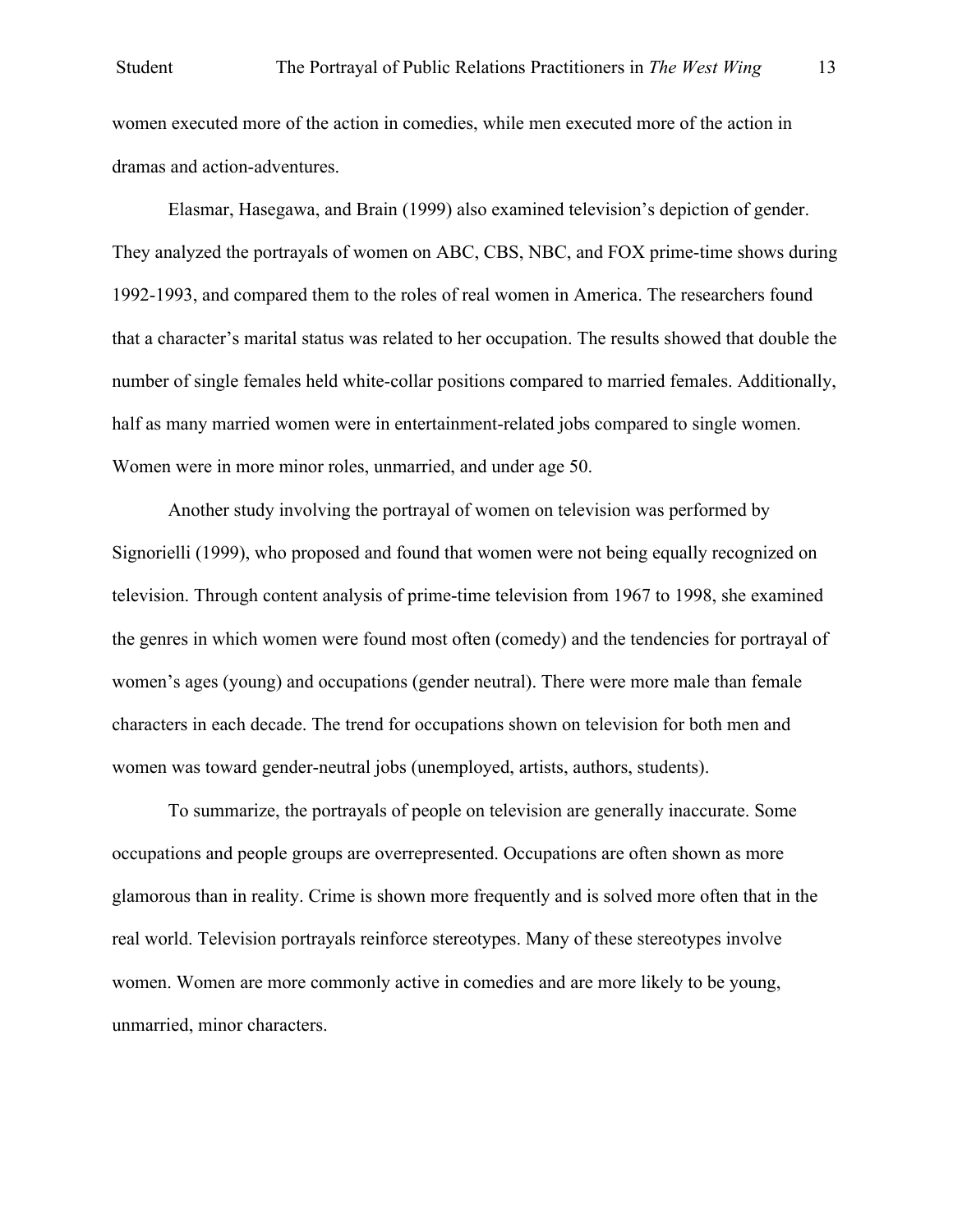women executed more of the action in comedies, while men executed more of the action in dramas and action-adventures.

Elasmar, Hasegawa, and Brain (1999) also examined television's depiction of gender. They analyzed the portrayals of women on ABC, CBS, NBC, and FOX prime-time shows during 1992-1993, and compared them to the roles of real women in America. The researchers found that a character's marital status was related to her occupation. The results showed that double the number of single females held white-collar positions compared to married females. Additionally, half as many married women were in entertainment-related jobs compared to single women. Women were in more minor roles, unmarried, and under age 50.

Another study involving the portrayal of women on television was performed by Signorielli (1999), who proposed and found that women were not being equally recognized on television. Through content analysis of prime-time television from 1967 to 1998, she examined the genres in which women were found most often (comedy) and the tendencies for portrayal of women's ages (young) and occupations (gender neutral). There were more male than female characters in each decade. The trend for occupations shown on television for both men and women was toward gender-neutral jobs (unemployed, artists, authors, students).

To summarize, the portrayals of people on television are generally inaccurate. Some occupations and people groups are overrepresented. Occupations are often shown as more glamorous than in reality. Crime is shown more frequently and is solved more often that in the real world. Television portrayals reinforce stereotypes. Many of these stereotypes involve women. Women are more commonly active in comedies and are more likely to be young, unmarried, minor characters.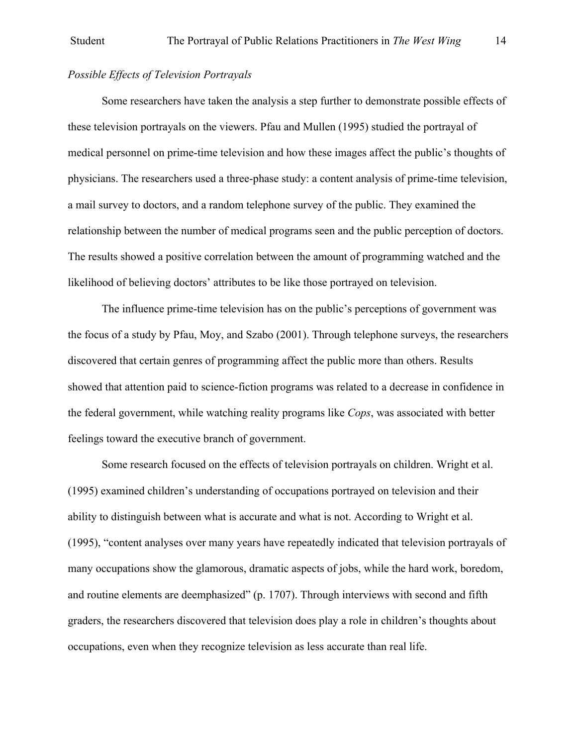*Possible Effects of Television Portrayals*

Some researchers have taken the analysis a step further to demonstrate possible effects of these television portrayals on the viewers. Pfau and Mullen (1995) studied the portrayal of medical personnel on prime-time television and how these images affect the public's thoughts of physicians. The researchers used a three-phase study: a content analysis of prime-time television, a mail survey to doctors, and a random telephone survey of the public. They examined the relationship between the number of medical programs seen and the public perception of doctors. The results showed a positive correlation between the amount of programming watched and the likelihood of believing doctors' attributes to be like those portrayed on television.

The influence prime-time television has on the public's perceptions of government was the focus of a study by Pfau, Moy, and Szabo (2001). Through telephone surveys, the researchers discovered that certain genres of programming affect the public more than others. Results showed that attention paid to science-fiction programs was related to a decrease in confidence in the federal government, while watching reality programs like *Cops*, was associated with better feelings toward the executive branch of government.

Some research focused on the effects of television portrayals on children. Wright et al. (1995) examined children's understanding of occupations portrayed on television and their ability to distinguish between what is accurate and what is not. According to Wright et al. (1995), "content analyses over many years have repeatedly indicated that television portrayals of many occupations show the glamorous, dramatic aspects of jobs, while the hard work, boredom, and routine elements are deemphasized" (p. 1707). Through interviews with second and fifth graders, the researchers discovered that television does play a role in children's thoughts about occupations, even when they recognize television as less accurate than real life.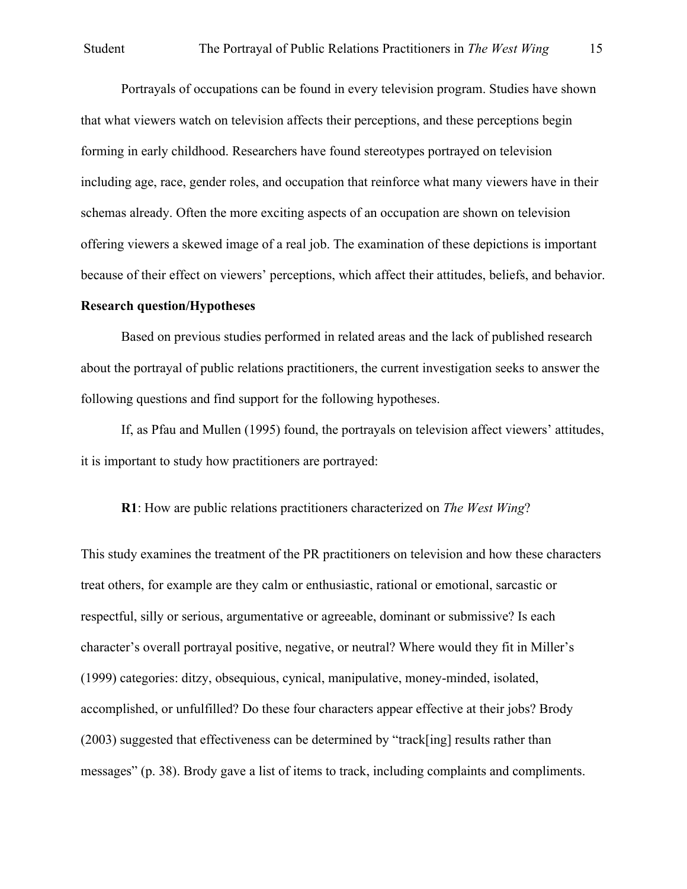Portrayals of occupations can be found in every television program. Studies have shown that what viewers watch on television affects their perceptions, and these perceptions begin forming in early childhood. Researchers have found stereotypes portrayed on television including age, race, gender roles, and occupation that reinforce what many viewers have in their schemas already. Often the more exciting aspects of an occupation are shown on television offering viewers a skewed image of a real job. The examination of these depictions is important because of their effect on viewers' perceptions, which affect their attitudes, beliefs, and behavior.

**Research question/Hypotheses**

Based on previous studies performed in related areas and the lack of published research about the portrayal of public relations practitioners, the current investigation seeks to answer the following questions and find support for the following hypotheses.

If, as Pfau and Mullen (1995) found, the portrayals on television affect viewers' attitudes, it is important to study how practitioners are portrayed:

**R1**: How are public relations practitioners characterized on *The West Wing*?

This study examines the treatment of the PR practitioners on television and how these characters treat others, for example are they calm or enthusiastic, rational or emotional, sarcastic or respectful, silly or serious, argumentative or agreeable, dominant or submissive? Is each character's overall portrayal positive, negative, or neutral? Where would they fit in Miller's (1999) categories: ditzy, obsequious, cynical, manipulative, money-minded, isolated, accomplished, or unfulfilled? Do these four characters appear effective at their jobs? Brody (2003) suggested that effectiveness can be determined by "track[ing] results rather than messages" (p. 38). Brody gave a list of items to track, including complaints and compliments.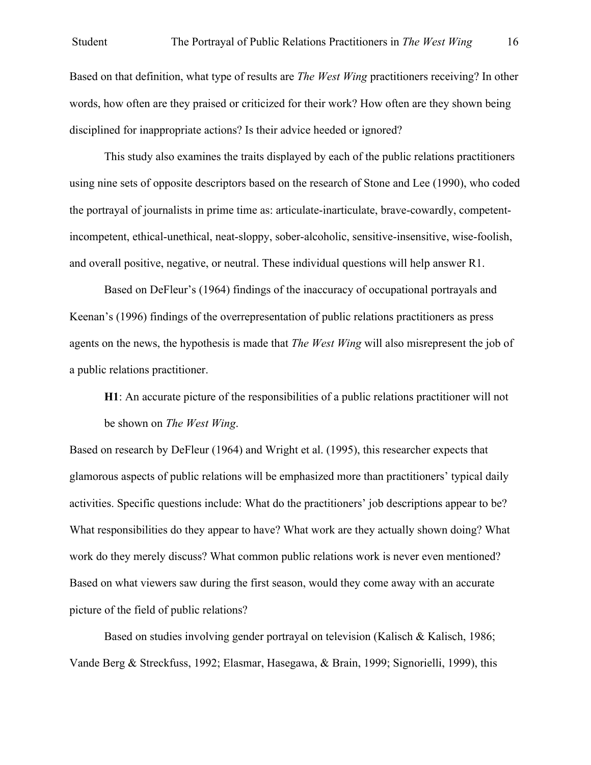Based on that definition, what type of results are *The West Wing* practitioners receiving? In other words, how often are they praised or criticized for their work? How often are they shown being disciplined for inappropriate actions? Is their advice heeded or ignored?

This study also examines the traits displayed by each of the public relations practitioners using nine sets of opposite descriptors based on the research of Stone and Lee (1990), who coded the portrayal of journalists in prime time as: articulate-inarticulate, brave-cowardly, competent-incompetent, ethical-unethical, neat-sloppy, sober-alcoholic, sensitive-insensitive, wise-foolish, and overall positive, negative, or neutral. These individual questions will help answer R1.

Based on DeFleur's (1964) findings of the inaccuracy of occupational portrayals and Keenan's (1996) findings of the overrepresentation of public relations practitioners as press agents on the news, the hypothesis is made that *The West Wing* will also misrepresent the job of a public relations practitioner.

> **H1**: An accurate picture of the responsibilities of a public relations practitioner will not be shown on *The West Wing*.

Based on research by DeFleur (1964) and Wright et al. (1995), this researcher expects that glamorous aspects of public relations will be emphasized more than practitioners' typical daily activities. Specific questions include: What do the practitioners' job descriptions appear to be? What responsibilities do they appear to have? What work are they actually shown doing? What work do they merely discuss? What common public relations work is never even mentioned? Based on what viewers saw during the first season, would they come away with an accurate picture of the field of public relations?

Based on studies involving gender portrayal on television (Kalisch & Kalisch, 1986; Vande Berg & Streckfuss, 1992; Elasmar, Hasegawa, & Brain, 1999; Signorielli, 1999), this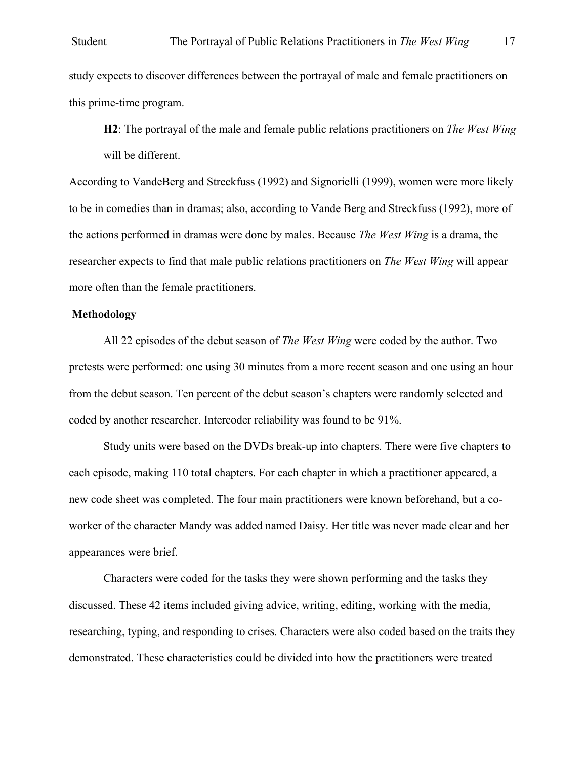study expects to discover differences between the portrayal of male and female practitioners on this prime-time program.

> **H2**: The portrayal of the male and female public relations practitioners on *The West Wing* will be different.

According to VandeBerg and Streckfuss (1992) and Signorielli (1999), women were more likely to be in comedies than in dramas; also, according to Vande Berg and Streckfuss (1992), more of the actions performed in dramas were done by males. Because *The West Wing* is a drama, the researcher expects to find that male public relations practitioners on *The West Wing* will appear more often than the female practitioners.

## Methodology

All 22 episodes of the debut season of *The West Wing* were coded by the author. Two pretests were performed: one using 30 minutes from a more recent season and one using an hour from the debut season. Ten percent of the debut season's chapters were randomly selected and coded by another researcher. Intercoder reliability was found to be 91%.

Study units were based on the DVDs break-up into chapters. There were five chapters to each episode, making 110 total chapters. For each chapter in which a practitioner appeared, a new code sheet was completed. The four main practitioners were known beforehand, but a co-worker of the character Mandy was added named Daisy. Her title was never made clear and her appearances were brief.

Characters were coded for the tasks they were shown performing and the tasks they discussed. These 42 items included giving advice, writing, editing, working with the media, researching, typing, and responding to crises. Characters were also coded based on the traits they demonstrated. These characteristics could be divided into how the practitioners were treated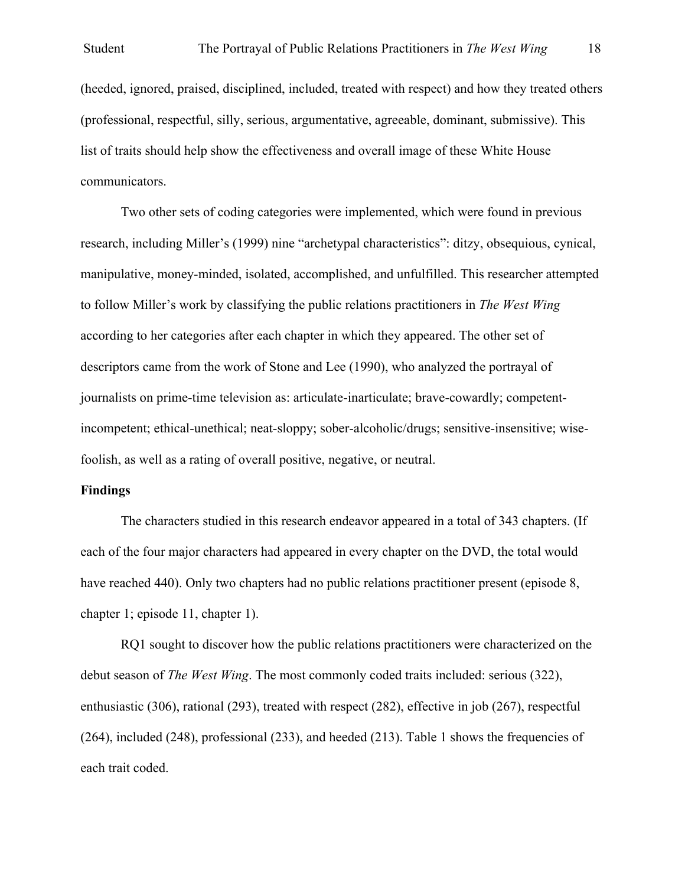(heeded, ignored, praised, disciplined, included, treated with respect) and how they treated others (professional, respectful, silly, serious, argumentative, agreeable, dominant, submissive). This list of traits should help show the effectiveness and overall image of these White House communicators.

Two other sets of coding categories were implemented, which were found in previous research, including Miller's (1999) nine "archetypal characteristics": ditzy, obsequious, cynical, manipulative, money-minded, isolated, accomplished, and unfulfilled. This researcher attempted to follow Miller's work by classifying the public relations practitioners in *The West Wing* according to her categories after each chapter in which they appeared. The other set of descriptors came from the work of Stone and Lee (1990), who analyzed the portrayal of journalists on prime-time television as: articulate-inarticulate; brave-cowardly; competent-incompetent; ethical-unethical; neat-sloppy; sober-alcoholic/drugs; sensitive-insensitive; wise-foolish, as well as a rating of overall positive, negative, or neutral.

**Findings**

The characters studied in this research endeavor appeared in a total of 343 chapters. (If each of the four major characters had appeared in every chapter on the DVD, the total would have reached 440). Only two chapters had no public relations practitioner present (episode 8, chapter 1; episode 11, chapter 1).

RQ1 sought to discover how the public relations practitioners were characterized on the debut season of *The West Wing*. The most commonly coded traits included: serious (322), enthusiastic (306), rational (293), treated with respect (282), effective in job (267), respectful (264), included (248), professional (233), and heeded (213). Table 1 shows the frequencies of each trait coded.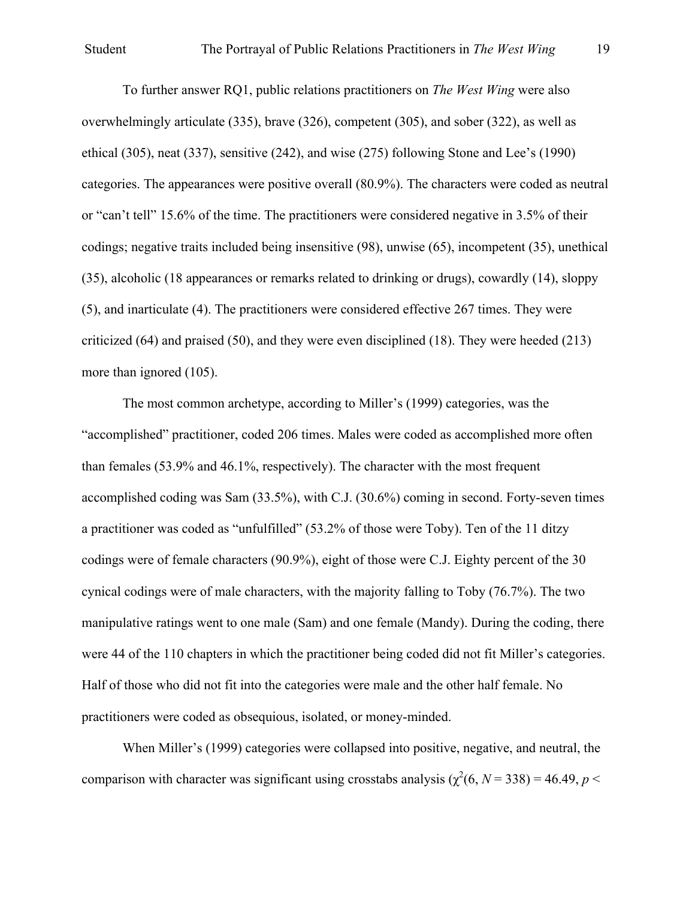To further answer RQ1, public relations practitioners on *The West Wing* were also overwhelmingly articulate (335), brave (326), competent (305), and sober (322), as well as ethical (305), neat (337), sensitive (242), and wise (275) following Stone and Lee's (1990) categories. The appearances were positive overall (80.9%). The characters were coded as neutral or "can't tell" 15.6% of the time. The practitioners were considered negative in 3.5% of their codings; negative traits included being insensitive (98), unwise (65), incompetent (35), unethical (35), alcoholic (18 appearances or remarks related to drinking or drugs), cowardly (14), sloppy (5), and inarticulate (4). The practitioners were considered effective 267 times. They were criticized (64) and praised (50), and they were even disciplined (18). They were heeded (213) more than ignored (105).

The most common archetype, according to Miller's (1999) categories, was the "accomplished" practitioner, coded 206 times. Males were coded as accomplished more often than females (53.9% and 46.1%, respectively). The character with the most frequent accomplished coding was Sam (33.5%), with C.J. (30.6%) coming in second. Forty-seven times a practitioner was coded as "unfulfilled" (53.2% of those were Toby). Ten of the 11 ditzy codings were of female characters (90.9%), eight of those were C.J. Eighty percent of the 30 cynical codings were of male characters, with the majority falling to Toby (76.7%). The two manipulative ratings went to one male (Sam) and one female (Mandy). During the coding, there were 44 of the 110 chapters in which the practitioner being coded did not fit Miller's categories. Half of those who did not fit into the categories were male and the other half female. No practitioners were coded as obsequious, isolated, or money-minded.

When Miller's (1999) categories were collapsed into positive, negative, and neutral, the comparison with character was significant using crosstabs analysis ($\chi^2(6, N = 338) = 46.49, p <$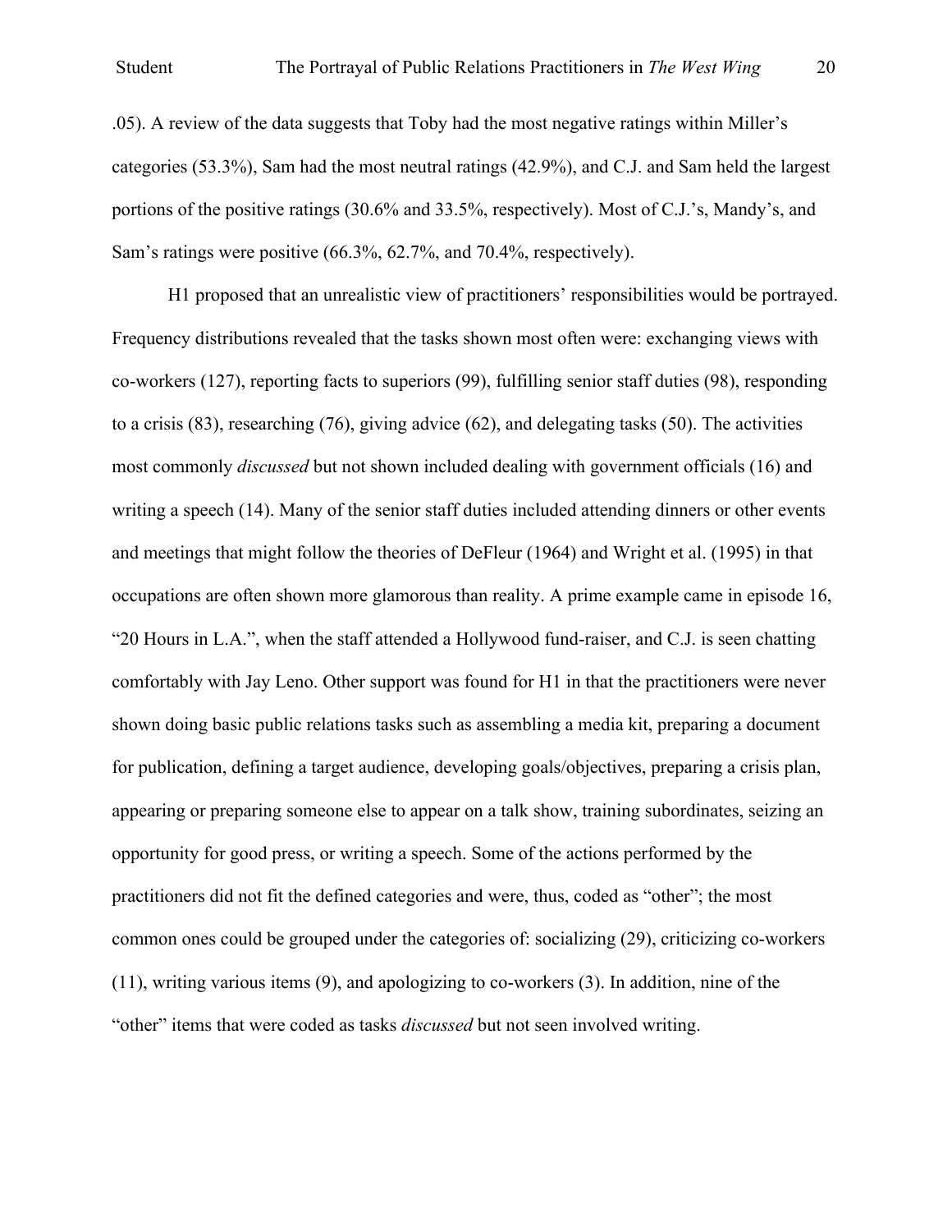.05). A review of the data suggests that Toby had the most negative ratings within Miller's categories (53.3%), Sam had the most neutral ratings (42.9%), and C.J. and Sam held the largest portions of the positive ratings (30.6% and 33.5%, respectively). Most of C.J.'s, Mandy's, and Sam's ratings were positive (66.3%, 62.7%, and 70.4%, respectively).

H1 proposed that an unrealistic view of practitioners' responsibilities would be portrayed. Frequency distributions revealed that the tasks shown most often were: exchanging views with co-workers (127), reporting facts to superiors (99), fulfilling senior staff duties (98), responding to a crisis (83), researching (76), giving advice (62), and delegating tasks (50). The activities most commonly *discussed* but not shown included dealing with government officials (16) and writing a speech (14). Many of the senior staff duties included attending dinners or other events and meetings that might follow the theories of DeFleur (1964) and Wright et al. (1995) in that occupations are often shown more glamorous than reality. A prime example came in episode 16, "20 Hours in L.A.", when the staff attended a Hollywood fund-raiser, and C.J. is seen chatting comfortably with Jay Leno. Other support was found for H1 in that the practitioners were never shown doing basic public relations tasks such as assembling a media kit, preparing a document for publication, defining a target audience, developing goals/objectives, preparing a crisis plan, appearing or preparing someone else to appear on a talk show, training subordinates, seizing an opportunity for good press, or writing a speech. Some of the actions performed by the practitioners did not fit the defined categories and were, thus, coded as "other"; the most common ones could be grouped under the categories of: socializing (29), criticizing co-workers (11), writing various items (9), and apologizing to co-workers (3). In addition, nine of the "other" items that were coded as tasks *discussed* but not seen involved writing.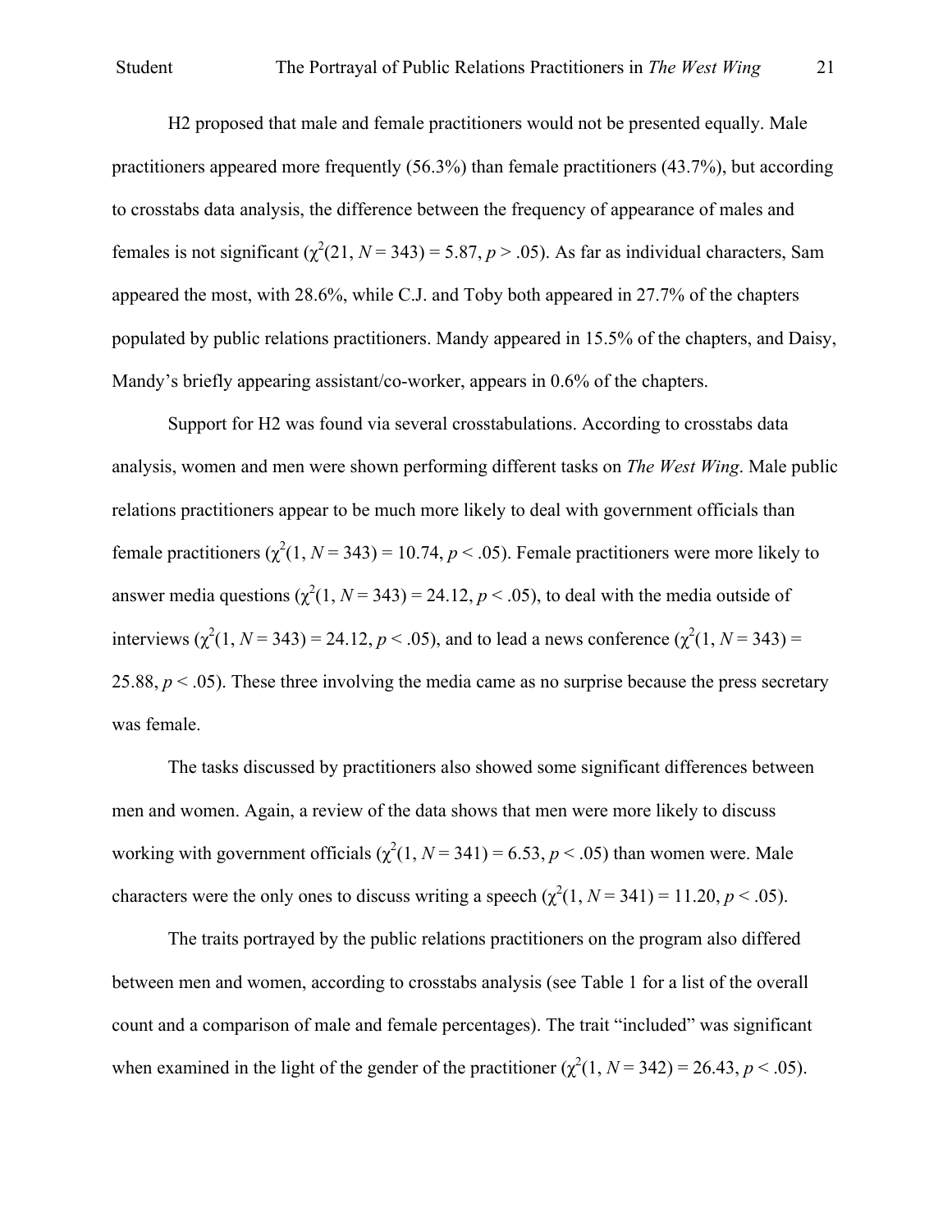H2 proposed that male and female practitioners would not be presented equally. Male practitioners appeared more frequently (56.3%) than female practitioners (43.7%), but according to crosstabs data analysis, the difference between the frequency of appearance of males and females is not significant ($\chi^2(21, N = 343) = 5.87, p > .05$). As far as individual characters, Sam appeared the most, with 28.6%, while C.J. and Toby both appeared in 27.7% of the chapters populated by public relations practitioners. Mandy appeared in 15.5% of the chapters, and Daisy, Mandy's briefly appearing assistant/co-worker, appears in 0.6% of the chapters.

Support for H2 was found via several crosstabulations. According to crosstabs data analysis, women and men were shown performing different tasks on *The West Wing*. Male public relations practitioners appear to be much more likely to deal with government officials than female practitioners ($\chi^2(1, N = 343) = 10.74, p < .05$). Female practitioners were more likely to answer media questions ($\chi^2(1, N = 343) = 24.12, p < .05$), to deal with the media outside of interviews ($\chi^2(1, N = 343) = 24.12, p < .05$), and to lead a news conference ($\chi^2(1, N = 343) = 25.88, p < .05$). These three involving the media came as no surprise because the press secretary was female.

The tasks discussed by practitioners also showed some significant differences between men and women. Again, a review of the data shows that men were more likely to discuss working with government officials ($\chi^2(1, N = 341) = 6.53, p < .05$) than women were. Male characters were the only ones to discuss writing a speech ($\chi^2(1, N = 341) = 11.20, p < .05$).

The traits portrayed by the public relations practitioners on the program also differed between men and women, according to crosstabs analysis (see Table 1 for a list of the overall count and a comparison of male and female percentages). The trait "included" was significant when examined in the light of the gender of the practitioner ($\chi^2(1, N = 342) = 26.43, p < .05$).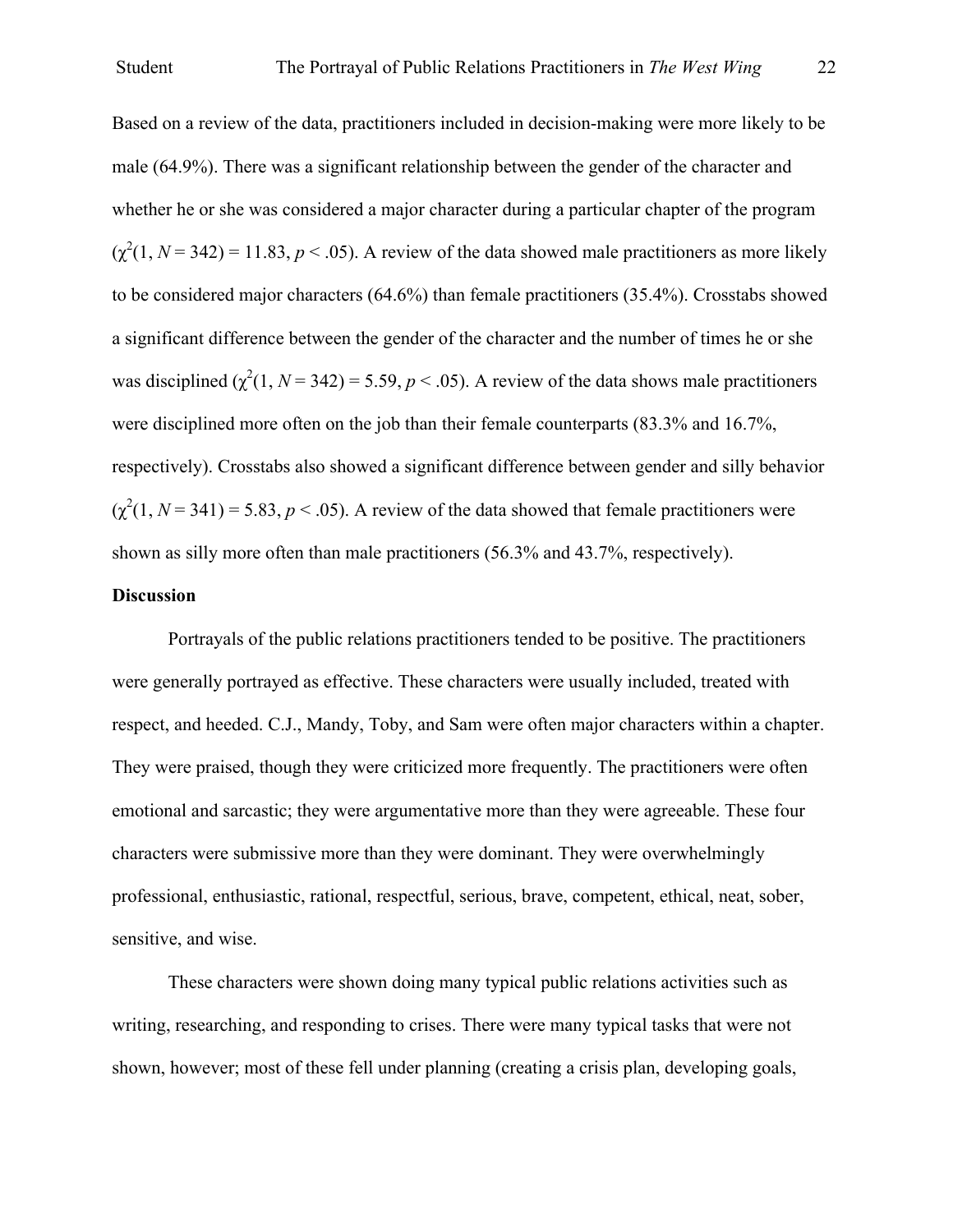Based on a review of the data, practitioners included in decision-making were more likely to be male (64.9%). There was a significant relationship between the gender of the character and whether he or she was considered a major character during a particular chapter of the program ($\chi^2(1, N = 342) = 11.83, p < .05$). A review of the data showed male practitioners as more likely to be considered major characters (64.6%) than female practitioners (35.4%). Crosstabs showed a significant difference between the gender of the character and the number of times he or she was disciplined ($\chi^2(1, N = 342) = 5.59, p < .05$). A review of the data shows male practitioners were disciplined more often on the job than their female counterparts (83.3% and 16.7%, respectively). Crosstabs also showed a significant difference between gender and silly behavior ($\chi^2(1, N = 341) = 5.83, p < .05$). A review of the data showed that female practitioners were shown as silly more often than male practitioners (56.3% and 43.7%, respectively).

**Discussion**

Portrayals of the public relations practitioners tended to be positive. The practitioners were generally portrayed as effective. These characters were usually included, treated with respect, and heeded. C.J., Mandy, Toby, and Sam were often major characters within a chapter. They were praised, though they were criticized more frequently. The practitioners were often emotional and sarcastic; they were argumentative more than they were agreeable. These four characters were submissive more than they were dominant. They were overwhelmingly professional, enthusiastic, rational, respectful, serious, brave, competent, ethical, neat, sober, sensitive, and wise.

These characters were shown doing many typical public relations activities such as writing, researching, and responding to crises. There were many typical tasks that were not shown, however; most of these fell under planning (creating a crisis plan, developing goals,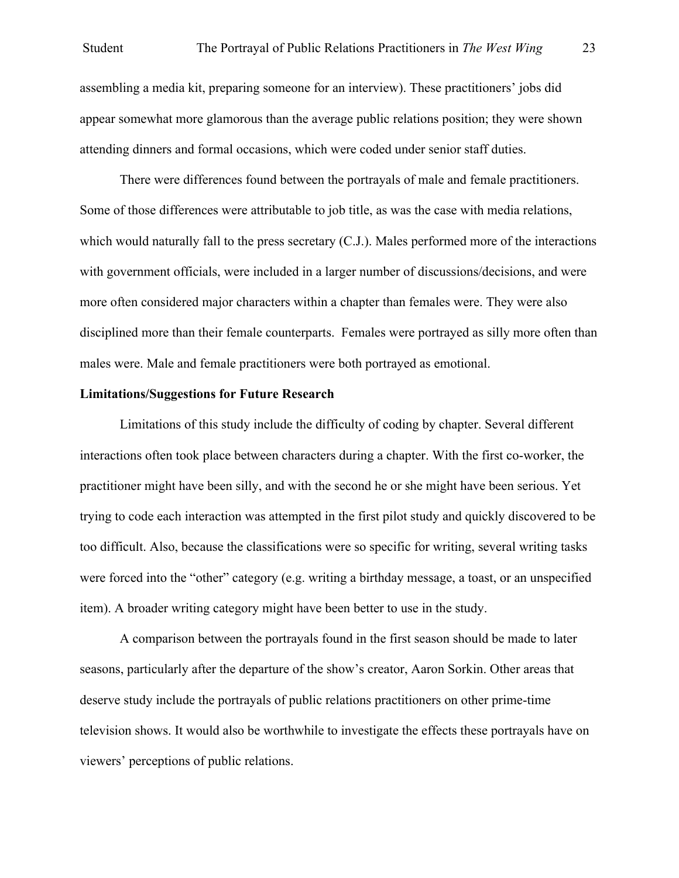assembling a media kit, preparing someone for an interview). These practitioners' jobs did appear somewhat more glamorous than the average public relations position; they were shown attending dinners and formal occasions, which were coded under senior staff duties.

There were differences found between the portrayals of male and female practitioners. Some of those differences were attributable to job title, as was the case with media relations, which would naturally fall to the press secretary (C.J.). Males performed more of the interactions with government officials, were included in a larger number of discussions/decisions, and were more often considered major characters within a chapter than females were. They were also disciplined more than their female counterparts. Females were portrayed as silly more often than males were. Male and female practitioners were both portrayed as emotional.

**Limitations/Suggestions for Future Research**

Limitations of this study include the difficulty of coding by chapter. Several different interactions often took place between characters during a chapter. With the first co-worker, the practitioner might have been silly, and with the second he or she might have been serious. Yet trying to code each interaction was attempted in the first pilot study and quickly discovered to be too difficult. Also, because the classifications were so specific for writing, several writing tasks were forced into the "other" category (e.g. writing a birthday message, a toast, or an unspecified item). A broader writing category might have been better to use in the study.

A comparison between the portrayals found in the first season should be made to later seasons, particularly after the departure of the show's creator, Aaron Sorkin. Other areas that deserve study include the portrayals of public relations practitioners on other prime-time television shows. It would also be worthwhile to investigate the effects these portrayals have on viewers' perceptions of public relations.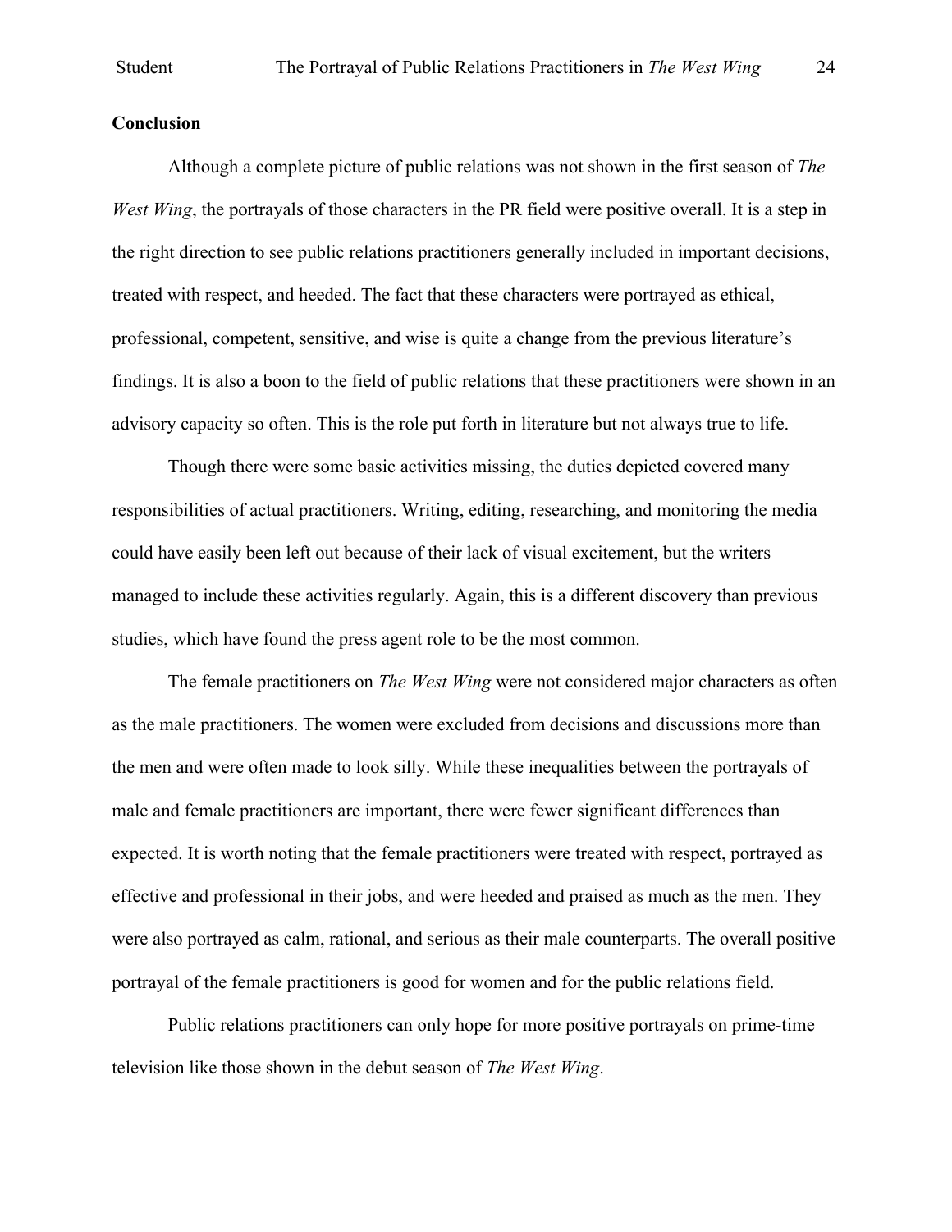**Conclusion**

Although a complete picture of public relations was not shown in the first season of *The West Wing*, the portrayals of those characters in the PR field were positive overall. It is a step in the right direction to see public relations practitioners generally included in important decisions, treated with respect, and heeded. The fact that these characters were portrayed as ethical, professional, competent, sensitive, and wise is quite a change from the previous literature's findings. It is also a boon to the field of public relations that these practitioners were shown in an advisory capacity so often. This is the role put forth in literature but not always true to life.

Though there were some basic activities missing, the duties depicted covered many responsibilities of actual practitioners. Writing, editing, researching, and monitoring the media could have easily been left out because of their lack of visual excitement, but the writers managed to include these activities regularly. Again, this is a different discovery than previous studies, which have found the press agent role to be the most common.

The female practitioners on *The West Wing* were not considered major characters as often as the male practitioners. The women were excluded from decisions and discussions more than the men and were often made to look silly. While these inequalities between the portrayals of male and female practitioners are important, there were fewer significant differences than expected. It is worth noting that the female practitioners were treated with respect, portrayed as effective and professional in their jobs, and were heeded and praised as much as the men. They were also portrayed as calm, rational, and serious as their male counterparts. The overall positive portrayal of the female practitioners is good for women and for the public relations field.

Public relations practitioners can only hope for more positive portrayals on prime-time television like those shown in the debut season of *The West Wing*.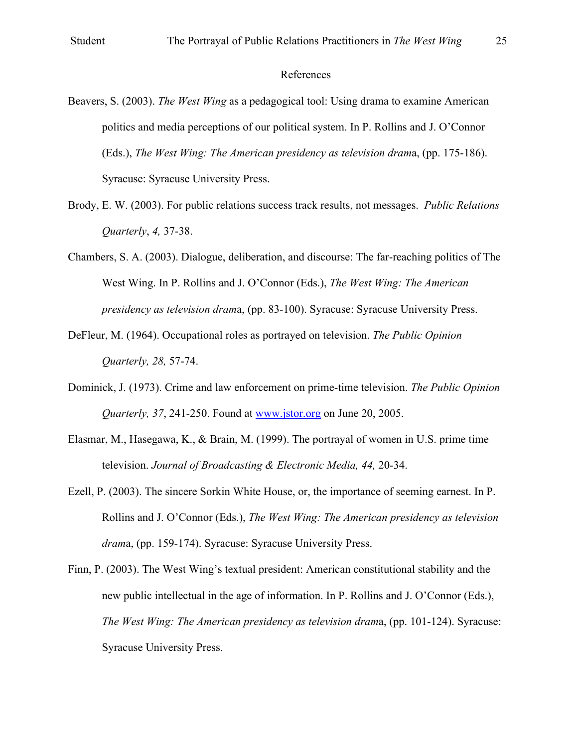# References

Beavers, S. (2003). *The West Wing* as a pedagogical tool: Using drama to examine American politics and media perceptions of our political system. In P. Rollins and J. O'Connor (Eds.), *The West Wing: The American presidency as television dram*a, (pp. 175-186). Syracuse: Syracuse University Press.

Brody, E. W. (2003). For public relations success track results, not messages. *Public Relations Quarterly*, *4,* 37-38.

Chambers, S. A. (2003). Dialogue, deliberation, and discourse: The far-reaching politics of The West Wing. In P. Rollins and J. O'Connor (Eds.), *The West Wing: The American presidency as television dram*a, (pp. 83-100). Syracuse: Syracuse University Press.

DeFleur, M. (1964). Occupational roles as portrayed on television. *The Public Opinion Quarterly, 28,* 57-74.

Dominick, J. (1973). Crime and law enforcement on prime-time television. *The Public Opinion Quarterly, 37*, 241-250. Found at www.jstor.org on June 20, 2005.

Elasmar, M., Hasegawa, K., & Brain, M. (1999). The portrayal of women in U.S. prime time television. *Journal of Broadcasting & Electronic Media, 44,* 20-34.

Ezell, P. (2003). The sincere Sorkin White House, or, the importance of seeming earnest. In P. Rollins and J. O'Connor (Eds.), *The West Wing: The American presidency as television dram*a, (pp. 159-174). Syracuse: Syracuse University Press.

Finn, P. (2003). The West Wing's textual president: American constitutional stability and the new public intellectual in the age of information. In P. Rollins and J. O'Connor (Eds.), *The West Wing: The American presidency as television dram*a, (pp. 101-124). Syracuse: Syracuse University Press.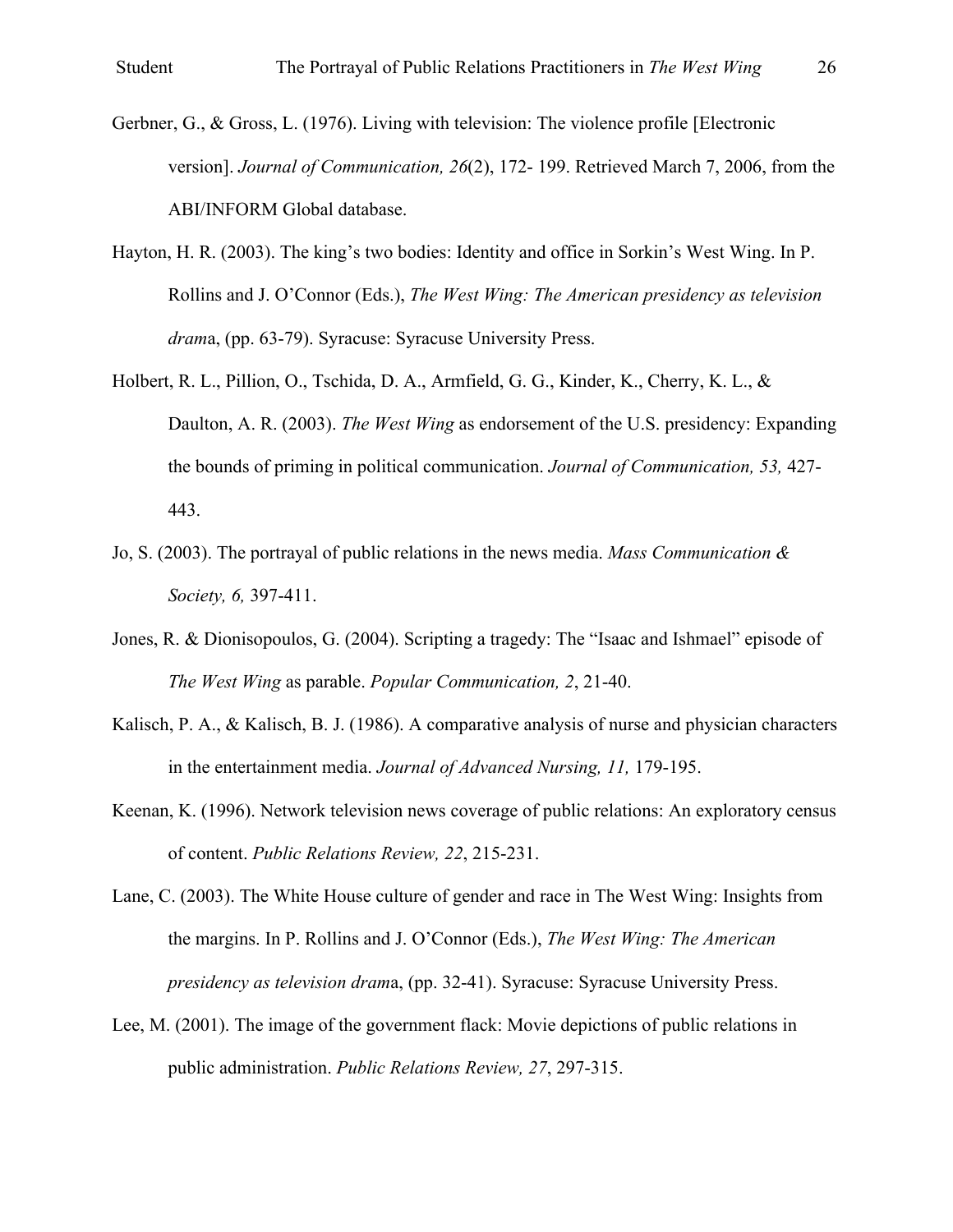Gerbner, G., & Gross, L. (1976). Living with television: The violence profile [Electronic version]. *Journal of Communication, 26*(2), 172- 199. Retrieved March 7, 2006, from the ABI/INFORM Global database.

Hayton, H. R. (2003). The king's two bodies: Identity and office in Sorkin's West Wing. In P. Rollins and J. O'Connor (Eds.), *The West Wing: The American presidency as television dram*a, (pp. 63-79). Syracuse: Syracuse University Press.

Holbert, R. L., Pillion, O., Tschida, D. A., Armfield, G. G., Kinder, K., Cherry, K. L., & Daulton, A. R. (2003). *The West Wing* as endorsement of the U.S. presidency: Expanding the bounds of priming in political communication. *Journal of Communication, 53,* 427-443.

Jo, S. (2003). The portrayal of public relations in the news media. *Mass Communication & Society, 6,* 397-411.

Jones, R. & Dionisopoulos, G. (2004). Scripting a tragedy: The "Isaac and Ishmael" episode of *The West Wing* as parable. *Popular Communication, 2*, 21-40.

Kalisch, P. A., & Kalisch, B. J. (1986). A comparative analysis of nurse and physician characters in the entertainment media. *Journal of Advanced Nursing, 11,* 179-195.

Keenan, K. (1996). Network television news coverage of public relations: An exploratory census of content. *Public Relations Review, 22*, 215-231.

Lane, C. (2003). The White House culture of gender and race in The West Wing: Insights from the margins. In P. Rollins and J. O'Connor (Eds.), *The West Wing: The American presidency as television dram*a, (pp. 32-41). Syracuse: Syracuse University Press.

Lee, M. (2001). The image of the government flack: Movie depictions of public relations in public administration. *Public Relations Review, 27*, 297-315.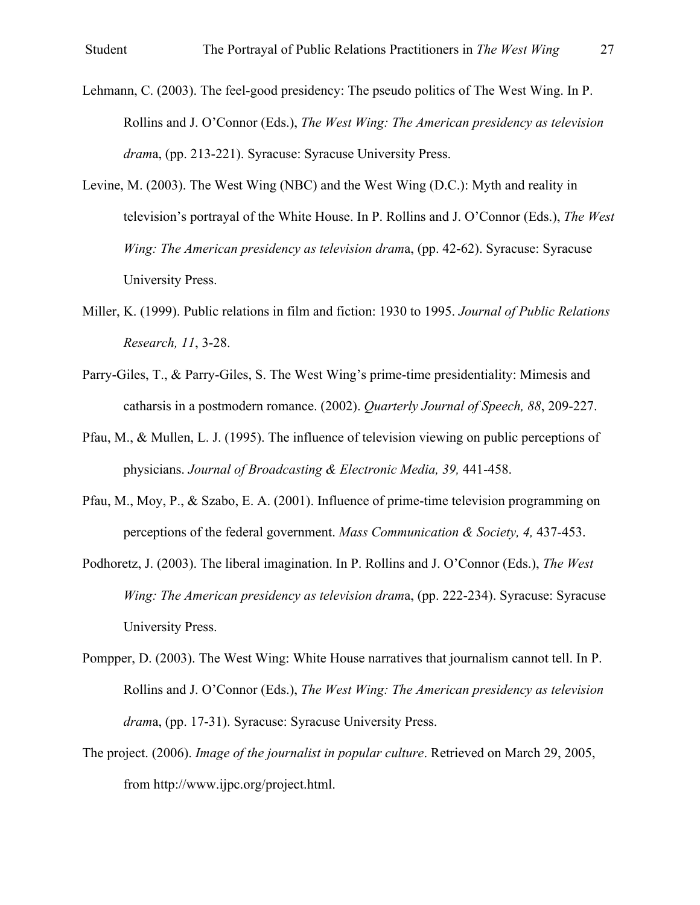Lehmann, C. (2003). The feel-good presidency: The pseudo politics of The West Wing. In P. Rollins and J. O'Connor (Eds.), *The West Wing: The American presidency as television drama*, (pp. 213-221). Syracuse: Syracuse University Press.

Levine, M. (2003). The West Wing (NBC) and the West Wing (D.C.): Myth and reality in television's portrayal of the White House. In P. Rollins and J. O'Connor (Eds.), *The West Wing: The American presidency as television drama*, (pp. 42-62). Syracuse: Syracuse University Press.

Miller, K. (1999). Public relations in film and fiction: 1930 to 1995. *Journal of Public Relations Research, 11*, 3-28.

Parry-Giles, T., & Parry-Giles, S. The West Wing's prime-time presidentiality: Mimesis and catharsis in a postmodern romance. (2002). *Quarterly Journal of Speech, 88*, 209-227.

Pfau, M., & Mullen, L. J. (1995). The influence of television viewing on public perceptions of physicians. *Journal of Broadcasting & Electronic Media, 39,* 441-458.

Pfau, M., Moy, P., & Szabo, E. A. (2001). Influence of prime-time television programming on perceptions of the federal government. *Mass Communication & Society, 4,* 437-453.

Podhoretz, J. (2003). The liberal imagination. In P. Rollins and J. O'Connor (Eds.), *The West Wing: The American presidency as television drama*, (pp. 222-234). Syracuse: Syracuse University Press.

Pompper, D. (2003). The West Wing: White House narratives that journalism cannot tell. In P. Rollins and J. O'Connor (Eds.), *The West Wing: The American presidency as television drama*, (pp. 17-31). Syracuse: Syracuse University Press.

The project. (2006). *Image of the journalist in popular culture*. Retrieved on March 29, 2005, from http://www.ijpc.org/project.html.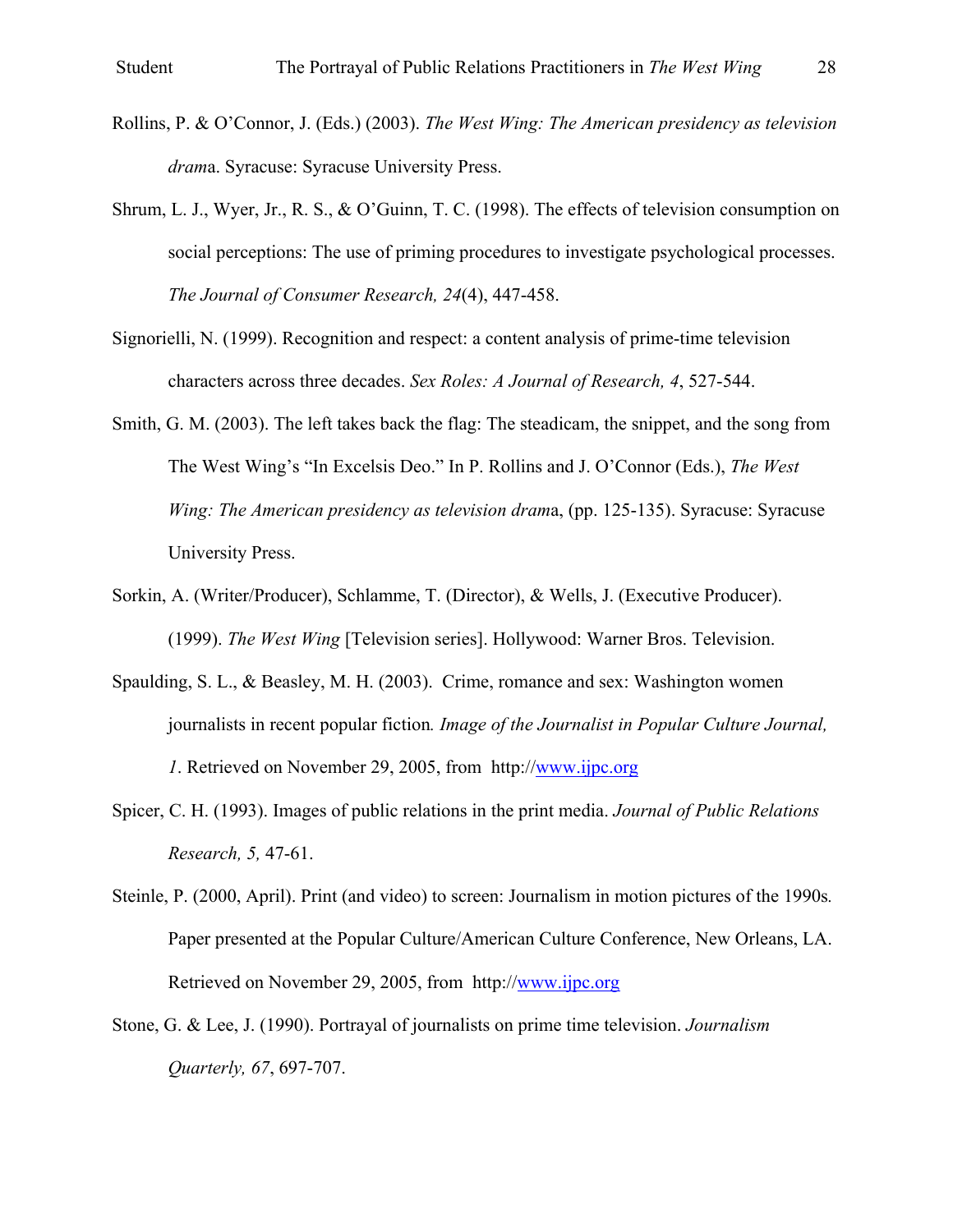Rollins, P. & O'Connor, J. (Eds.) (2003). *The West Wing: The American presidency as television drama*. Syracuse: Syracuse University Press.

Shrum, L. J., Wyer, Jr., R. S., & O'Guinn, T. C. (1998). The effects of television consumption on social perceptions: The use of priming procedures to investigate psychological processes. *The Journal of Consumer Research, 24*(4), 447-458.

Signorielli, N. (1999). Recognition and respect: a content analysis of prime-time television characters across three decades. *Sex Roles: A Journal of Research, 4*, 527-544.

Smith, G. M. (2003). The left takes back the flag: The steadicam, the snippet, and the song from The West Wing's "In Excelsis Deo." In P. Rollins and J. O'Connor (Eds.), *The West Wing: The American presidency as television drama*, (pp. 125-135). Syracuse: Syracuse University Press.

Sorkin, A. (Writer/Producer), Schlamme, T. (Director), & Wells, J. (Executive Producer). (1999). *The West Wing* [Television series]. Hollywood: Warner Bros. Television.

Spaulding, S. L., & Beasley, M. H. (2003). Crime, romance and sex: Washington women journalists in recent popular fiction*. Image of the Journalist in Popular Culture Journal, 1*. Retrieved on November 29, 2005, from http://www.ijpc.org

Spicer, C. H. (1993). Images of public relations in the print media. *Journal of Public Relations Research, 5,* 47-61.

Steinle, P. (2000, April). Print (and video) to screen: Journalism in motion pictures of the 1990s*.* Paper presented at the Popular Culture/American Culture Conference, New Orleans, LA. Retrieved on November 29, 2005, from http://www.ijpc.org

Stone, G. & Lee, J. (1990). Portrayal of journalists on prime time television. *Journalism Quarterly, 67*, 697-707.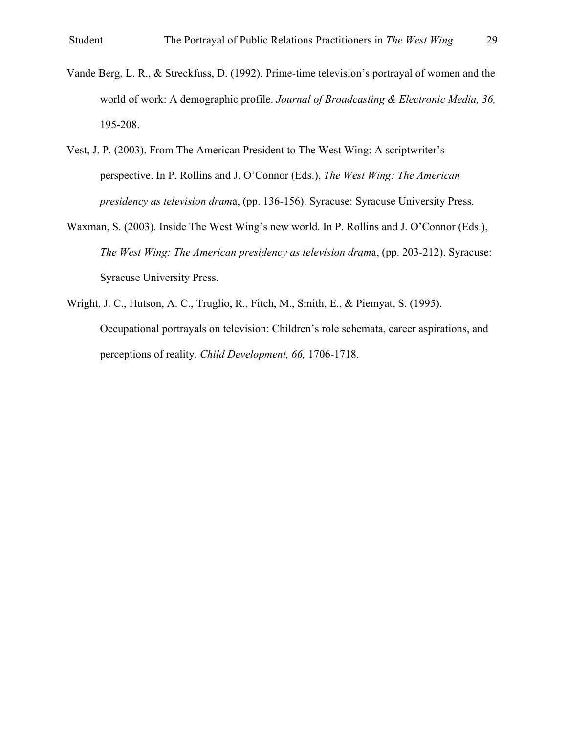Vande Berg, L. R., & Streckfuss, D. (1992). Prime-time television's portrayal of women and the world of work: A demographic profile. *Journal of Broadcasting & Electronic Media, 36,* 195-208.

Vest, J. P. (2003). From The American President to The West Wing: A scriptwriter's perspective. In P. Rollins and J. O'Connor (Eds.), *The West Wing: The American presidency as television dram*a, (pp. 136-156). Syracuse: Syracuse University Press.

Waxman, S. (2003). Inside The West Wing's new world. In P. Rollins and J. O'Connor (Eds.), *The West Wing: The American presidency as television dram*a, (pp. 203-212). Syracuse: Syracuse University Press.

Wright, J. C., Hutson, A. C., Truglio, R., Fitch, M., Smith, E., & Piemyat, S. (1995). Occupational portrayals on television: Children's role schemata, career aspirations, and perceptions of reality. *Child Development, 66,* 1706-1718.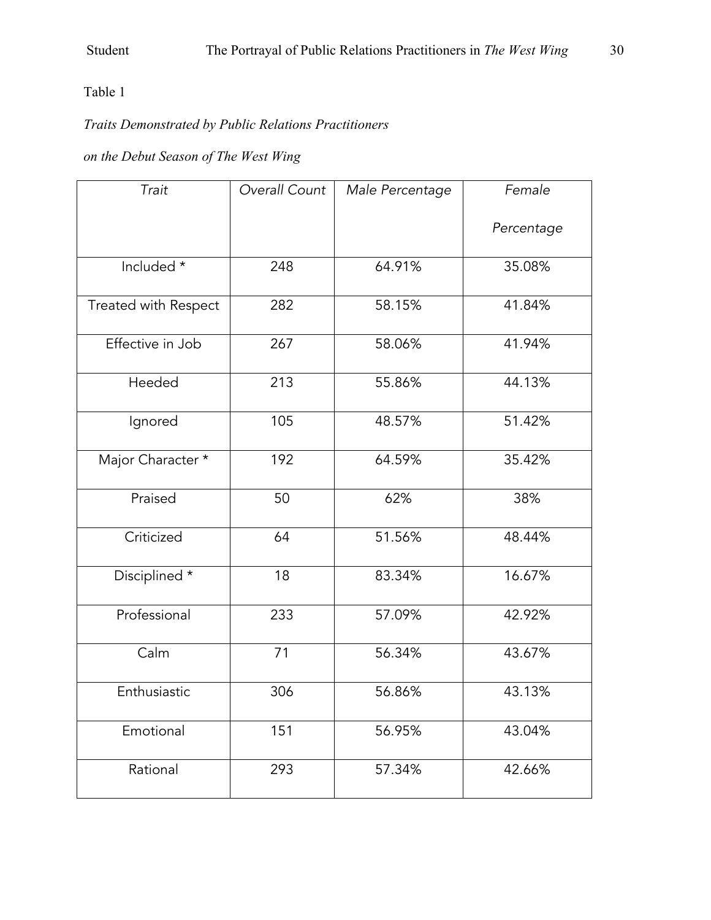Table 1

*Traits Demonstrated by Public Relations Practitioners*

*on the Debut Season of The West Wing*

| *Trait* | *Overall Count* | *Male Percentage* | *Female Percentage* |
|---|---|---|---|
| Included * | 248 | 64.91% | 35.08% |
| Treated with Respect | 282 | 58.15% | 41.84% |
| Effective in Job | 267 | 58.06% | 41.94% |
| Heeded | 213 | 55.86% | 44.13% |
| Ignored | 105 | 48.57% | 51.42% |
| Major Character * | 192 | 64.59% | 35.42% |
| Praised | 50 | 62% | 38% |
| Criticized | 64 | 51.56% | 48.44% |
| Disciplined * | 18 | 83.34% | 16.67% |
| Professional | 233 | 57.09% | 42.92% |
| Calm | 71 | 56.34% | 43.67% |
| Enthusiastic | 306 | 56.86% | 43.13% |
| Emotional | 151 | 56.95% | 43.04% |
| Rational | 293 | 57.34% | 42.66% |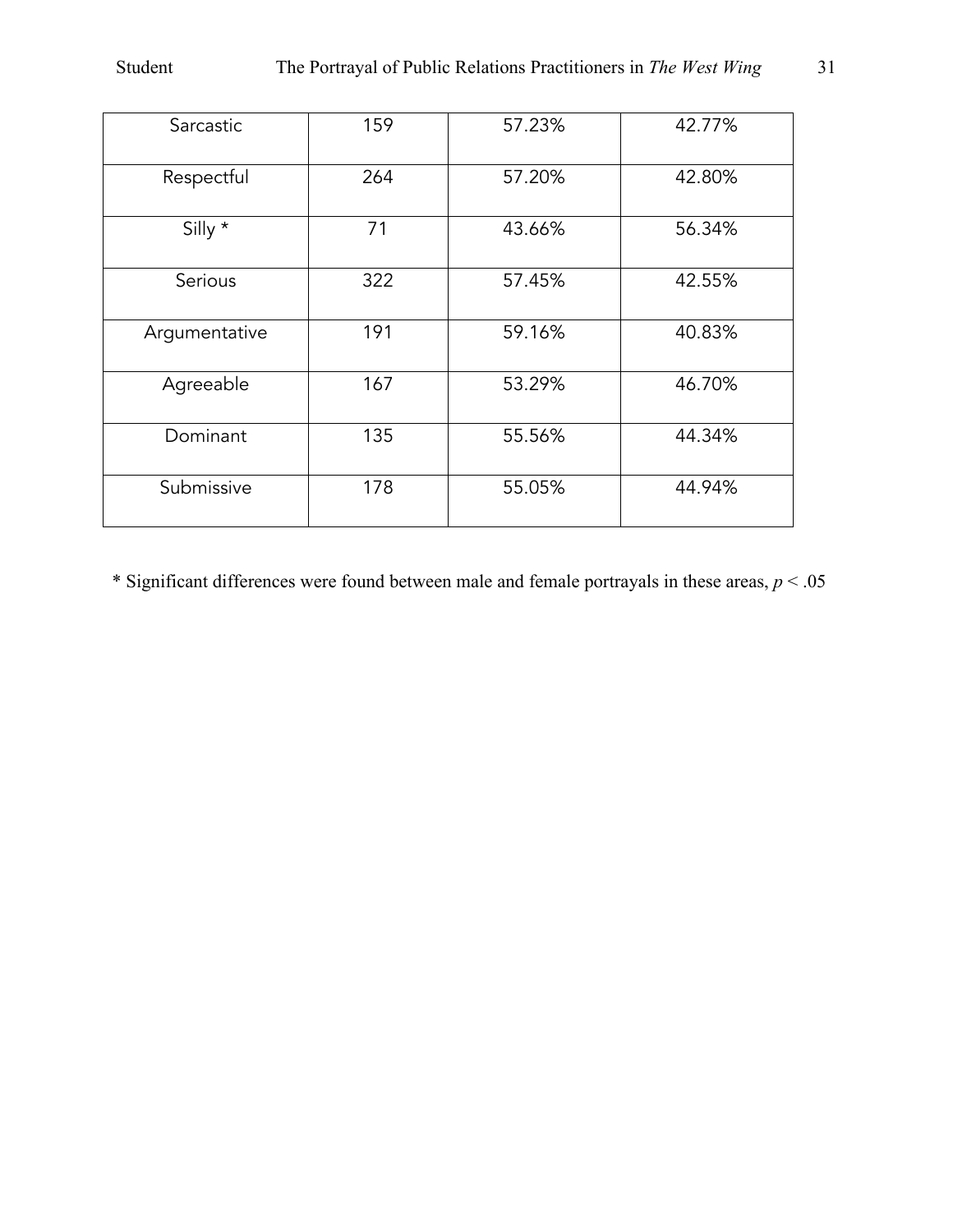| | | | |
|---|---|---|---|
| Sarcastic | 159 | 57.23% | 42.77% |
| Respectful | 264 | 57.20% | 42.80% |
| Silly * | 71 | 43.66% | 56.34% |
| Serious | 322 | 57.45% | 42.55% |
| Argumentative | 191 | 59.16% | 40.83% |
| Agreeable | 167 | 53.29% | 46.70% |
| Dominant | 135 | 55.56% | 44.34% |
| Submissive | 178 | 55.05% | 44.94% |

* Significant differences were found between male and female portrayals in these areas, $p < .05$